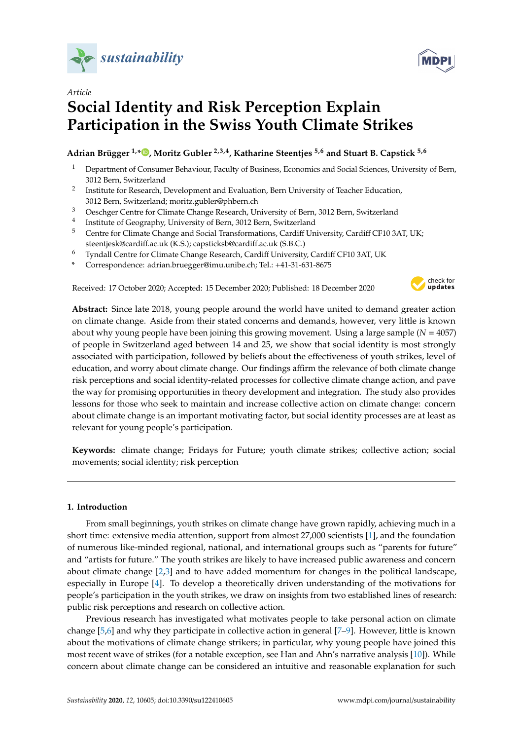*sustainability*

*Article*

# Social Identity and Risk Perception Explain Participation in the Swiss Youth Climate Strikes

**Adrian Brügger [1,*], Moritz Gubler [2,3,4], Katharine Steentjes [5,6] and Stuart B. Capstick [5,6]**

1 Department of Consumer Behaviour, Faculty of Business, Economics and Social Sciences, University of Bern, 3012 Bern, Switzerland
2 Institute for Research, Development and Evaluation, Bern University of Teacher Education, 3012 Bern, Switzerland; moritz.gubler@phbern.ch
3 Oeschger Centre for Climate Change Research, University of Bern, 3012 Bern, Switzerland
4 Institute of Geography, University of Bern, 3012 Bern, Switzerland
5 Centre for Climate Change and Social Transformations, Cardiff University, Cardiff CF10 3AT, UK; steentjesk@cardiff.ac.uk (K.S.); capsticksb@cardiff.ac.uk (S.B.C.)
6 Tyndall Centre for Climate Change Research, Cardiff University, Cardiff CF10 3AT, UK
* Correspondence: adrian.bruegger@imu.unibe.ch; Tel.: +41-31-631-8675

Received: 17 October 2020; Accepted: 15 December 2020; Published: 18 December 2020

**Abstract:** Since late 2018, young people around the world have united to demand greater action on climate change. Aside from their stated concerns and demands, however, very little is known about why young people have been joining this growing movement. Using a large sample ($N$ = 4057) of people in Switzerland aged between 14 and 25, we show that social identity is most strongly associated with participation, followed by beliefs about the effectiveness of youth strikes, level of education, and worry about climate change. Our findings affirm the relevance of both climate change risk perceptions and social identity-related processes for collective climate change action, and pave the way for promising opportunities in theory development and integration. The study also provides lessons for those who seek to maintain and increase collective action on climate change: concern about climate change is an important motivating factor, but social identity processes are at least as relevant for young people's participation.

**Keywords:** climate change; Fridays for Future; youth climate strikes; collective action; social movements; social identity; risk perception

## 1. Introduction

From small beginnings, youth strikes on climate change have grown rapidly, achieving much in a short time: extensive media attention, support from almost 27,000 scientists [1], and the foundation of numerous like-minded regional, national, and international groups such as "parents for future" and "artists for future." The youth strikes are likely to have increased public awareness and concern about climate change [2,3] and to have added momentum for changes in the political landscape, especially in Europe [4]. To develop a theoretically driven understanding of the motivations for people's participation in the youth strikes, we draw on insights from two established lines of research: public risk perceptions and research on collective action.

Previous research has investigated what motivates people to take personal action on climate change [5,6] and why they participate in collective action in general [7–9]. However, little is known about the motivations of climate change strikers; in particular, why young people have joined this most recent wave of strikes (for a notable exception, see Han and Ahn's narrative analysis [10]). While concern about climate change can be considered an intuitive and reasonable explanation for such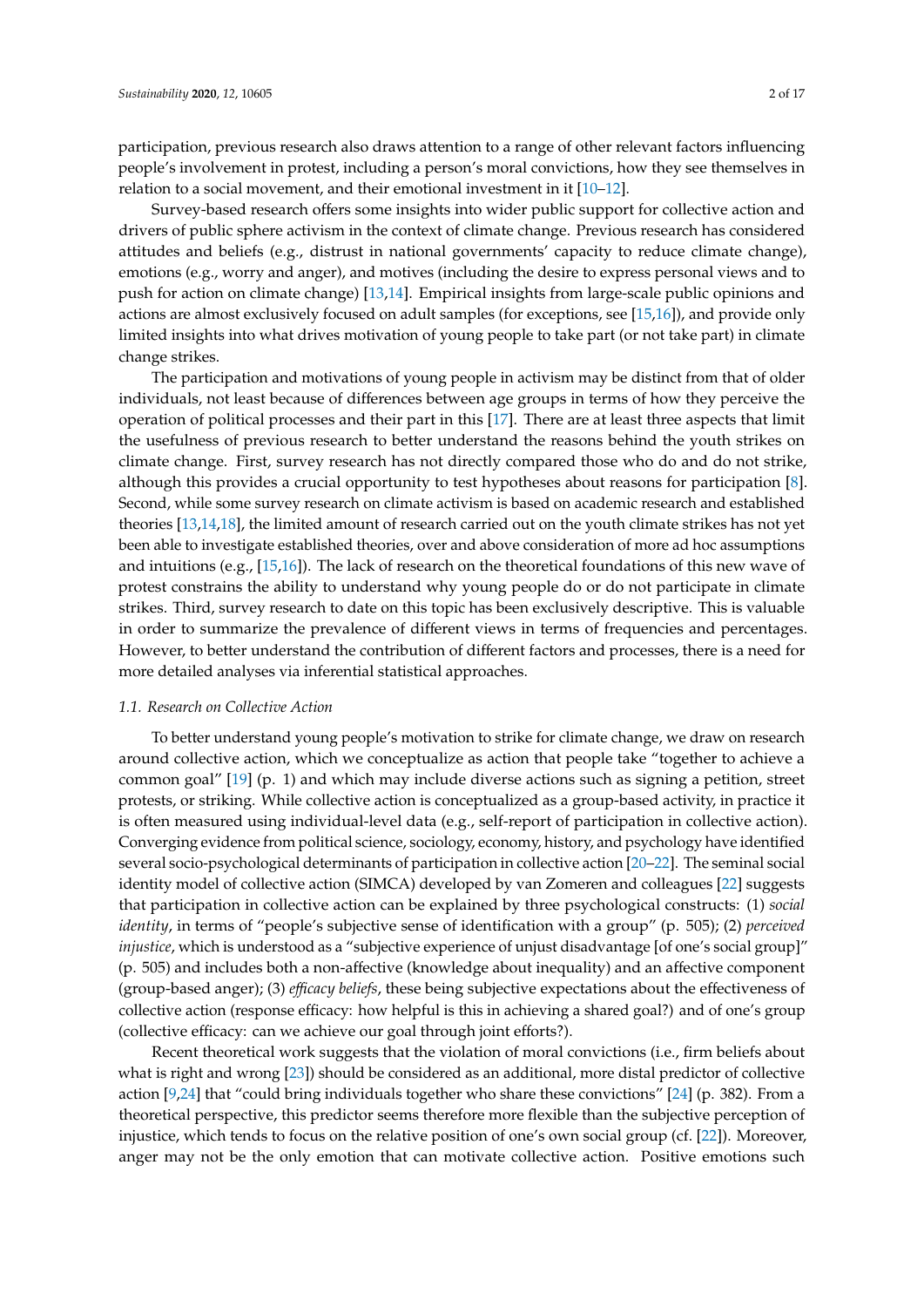participation, previous research also draws attention to a range of other relevant factors influencing people's involvement in protest, including a person's moral convictions, how they see themselves in relation to a social movement, and their emotional investment in it [10–12].

Survey-based research offers some insights into wider public support for collective action and drivers of public sphere activism in the context of climate change. Previous research has considered attitudes and beliefs (e.g., distrust in national governments' capacity to reduce climate change), emotions (e.g., worry and anger), and motives (including the desire to express personal views and to push for action on climate change) [13,14]. Empirical insights from large-scale public opinions and actions are almost exclusively focused on adult samples (for exceptions, see [15,16]), and provide only limited insights into what drives motivation of young people to take part (or not take part) in climate change strikes.

The participation and motivations of young people in activism may be distinct from that of older individuals, not least because of differences between age groups in terms of how they perceive the operation of political processes and their part in this [17]. There are at least three aspects that limit the usefulness of previous research to better understand the reasons behind the youth strikes on climate change. First, survey research has not directly compared those who do and do not strike, although this provides a crucial opportunity to test hypotheses about reasons for participation [8]. Second, while some survey research on climate activism is based on academic research and established theories [13,14,18], the limited amount of research carried out on the youth climate strikes has not yet been able to investigate established theories, over and above consideration of more ad hoc assumptions and intuitions (e.g., [15,16]). The lack of research on the theoretical foundations of this new wave of protest constrains the ability to understand why young people do or do not participate in climate strikes. Third, survey research to date on this topic has been exclusively descriptive. This is valuable in order to summarize the prevalence of different views in terms of frequencies and percentages. However, to better understand the contribution of different factors and processes, there is a need for more detailed analyses via inferential statistical approaches.

### *1.1. Research on Collective Action*

To better understand young people's motivation to strike for climate change, we draw on research around collective action, which we conceptualize as action that people take "together to achieve a common goal" [19] (p. 1) and which may include diverse actions such as signing a petition, street protests, or striking. While collective action is conceptualized as a group-based activity, in practice it is often measured using individual-level data (e.g., self-report of participation in collective action). Converging evidence from political science, sociology, economy, history, and psychology have identified several socio-psychological determinants of participation in collective action [20–22]. The seminal social identity model of collective action (SIMCA) developed by van Zomeren and colleagues [22] suggests that participation in collective action can be explained by three psychological constructs: (1) *social identity*, in terms of "people's subjective sense of identification with a group" (p. 505); (2) *perceived injustice*, which is understood as a "subjective experience of unjust disadvantage [of one's social group]" (p. 505) and includes both a non-affective (knowledge about inequality) and an affective component (group-based anger); (3) *efficacy beliefs*, these being subjective expectations about the effectiveness of collective action (response efficacy: how helpful is this in achieving a shared goal?) and of one's group (collective efficacy: can we achieve our goal through joint efforts?).

Recent theoretical work suggests that the violation of moral convictions (i.e., firm beliefs about what is right and wrong [23]) should be considered as an additional, more distal predictor of collective action [9,24] that "could bring individuals together who share these convictions" [24] (p. 382). From a theoretical perspective, this predictor seems therefore more flexible than the subjective perception of injustice, which tends to focus on the relative position of one's own social group (cf. [22]). Moreover, anger may not be the only emotion that can motivate collective action. Positive emotions such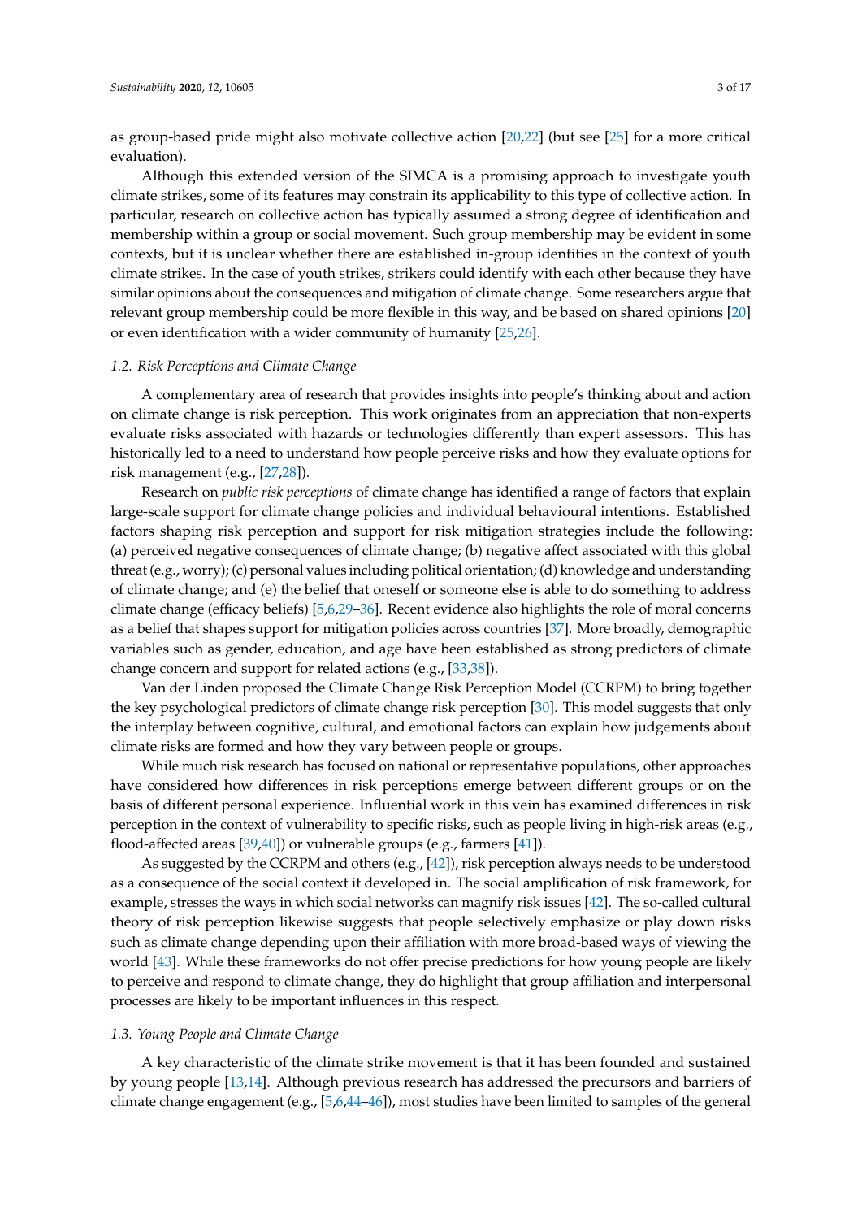as group-based pride might also motivate collective action [20,22] (but see [25] for a more critical evaluation).

Although this extended version of the SIMCA is a promising approach to investigate youth climate strikes, some of its features may constrain its applicability to this type of collective action. In particular, research on collective action has typically assumed a strong degree of identification and membership within a group or social movement. Such group membership may be evident in some contexts, but it is unclear whether there are established in-group identities in the context of youth climate strikes. In the case of youth strikes, strikers could identify with each other because they have similar opinions about the consequences and mitigation of climate change. Some researchers argue that relevant group membership could be more flexible in this way, and be based on shared opinions [20] or even identification with a wider community of humanity [25,26].

### *1.2. Risk Perceptions and Climate Change*

A complementary area of research that provides insights into people's thinking about and action on climate change is risk perception. This work originates from an appreciation that non-experts evaluate risks associated with hazards or technologies differently than expert assessors. This has historically led to a need to understand how people perceive risks and how they evaluate options for risk management (e.g., [27,28]).

Research on *public risk perceptions* of climate change has identified a range of factors that explain large-scale support for climate change policies and individual behavioural intentions. Established factors shaping risk perception and support for risk mitigation strategies include the following: (a) perceived negative consequences of climate change; (b) negative affect associated with this global threat (e.g., worry); (c) personal values including political orientation; (d) knowledge and understanding of climate change; and (e) the belief that oneself or someone else is able to do something to address climate change (efficacy beliefs) [5,6,29–36]. Recent evidence also highlights the role of moral concerns as a belief that shapes support for mitigation policies across countries [37]. More broadly, demographic variables such as gender, education, and age have been established as strong predictors of climate change concern and support for related actions (e.g., [33,38]).

Van der Linden proposed the Climate Change Risk Perception Model (CCRPM) to bring together the key psychological predictors of climate change risk perception [30]. This model suggests that only the interplay between cognitive, cultural, and emotional factors can explain how judgements about climate risks are formed and how they vary between people or groups.

While much risk research has focused on national or representative populations, other approaches have considered how differences in risk perceptions emerge between different groups or on the basis of different personal experience. Influential work in this vein has examined differences in risk perception in the context of vulnerability to specific risks, such as people living in high-risk areas (e.g., flood-affected areas [39,40]) or vulnerable groups (e.g., farmers [41]).

As suggested by the CCRPM and others (e.g., [42]), risk perception always needs to be understood as a consequence of the social context it developed in. The social amplification of risk framework, for example, stresses the ways in which social networks can magnify risk issues [42]. The so-called cultural theory of risk perception likewise suggests that people selectively emphasize or play down risks such as climate change depending upon their affiliation with more broad-based ways of viewing the world [43]. While these frameworks do not offer precise predictions for how young people are likely to perceive and respond to climate change, they do highlight that group affiliation and interpersonal processes are likely to be important influences in this respect.

### *1.3. Young People and Climate Change*

A key characteristic of the climate strike movement is that it has been founded and sustained by young people [13,14]. Although previous research has addressed the precursors and barriers of climate change engagement (e.g., [5,6,44–46]), most studies have been limited to samples of the general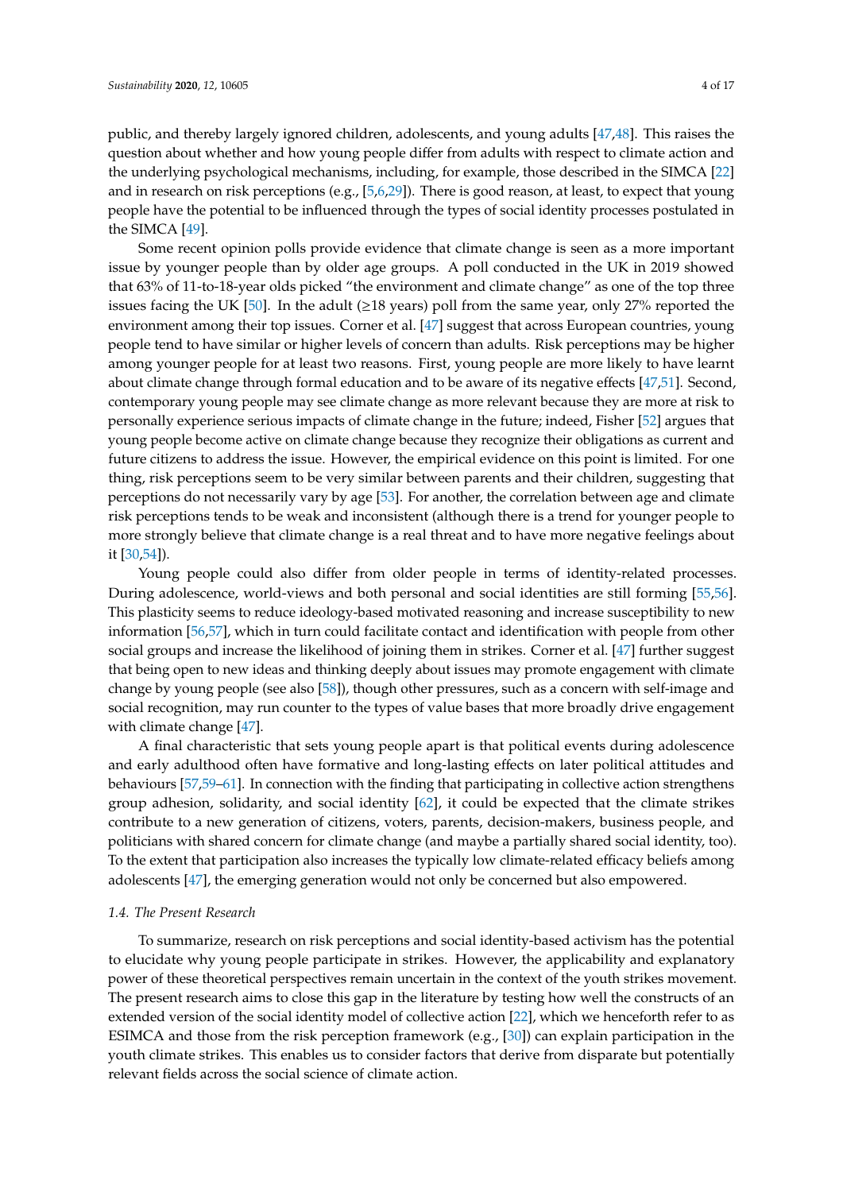public, and thereby largely ignored children, adolescents, and young adults [47,48]. This raises the question about whether and how young people differ from adults with respect to climate action and the underlying psychological mechanisms, including, for example, those described in the SIMCA [22] and in research on risk perceptions (e.g., [5,6,29]). There is good reason, at least, to expect that young people have the potential to be influenced through the types of social identity processes postulated in the SIMCA [49].

Some recent opinion polls provide evidence that climate change is seen as a more important issue by younger people than by older age groups. A poll conducted in the UK in 2019 showed that 63% of 11-to-18-year olds picked "the environment and climate change" as one of the top three issues facing the UK [50]. In the adult (≥18 years) poll from the same year, only 27% reported the environment among their top issues. Corner et al. [47] suggest that across European countries, young people tend to have similar or higher levels of concern than adults. Risk perceptions may be higher among younger people for at least two reasons. First, young people are more likely to have learnt about climate change through formal education and to be aware of its negative effects [47,51]. Second, contemporary young people may see climate change as more relevant because they are more at risk to personally experience serious impacts of climate change in the future; indeed, Fisher [52] argues that young people become active on climate change because they recognize their obligations as current and future citizens to address the issue. However, the empirical evidence on this point is limited. For one thing, risk perceptions seem to be very similar between parents and their children, suggesting that perceptions do not necessarily vary by age [53]. For another, the correlation between age and climate risk perceptions tends to be weak and inconsistent (although there is a trend for younger people to more strongly believe that climate change is a real threat and to have more negative feelings about it [30,54]).

Young people could also differ from older people in terms of identity-related processes. During adolescence, world-views and both personal and social identities are still forming [55,56]. This plasticity seems to reduce ideology-based motivated reasoning and increase susceptibility to new information [56,57], which in turn could facilitate contact and identification with people from other social groups and increase the likelihood of joining them in strikes. Corner et al. [47] further suggest that being open to new ideas and thinking deeply about issues may promote engagement with climate change by young people (see also [58]), though other pressures, such as a concern with self-image and social recognition, may run counter to the types of value bases that more broadly drive engagement with climate change [47].

A final characteristic that sets young people apart is that political events during adolescence and early adulthood often have formative and long-lasting effects on later political attitudes and behaviours [57,59–61]. In connection with the finding that participating in collective action strengthens group adhesion, solidarity, and social identity [62], it could be expected that the climate strikes contribute to a new generation of citizens, voters, parents, decision-makers, business people, and politicians with shared concern for climate change (and maybe a partially shared social identity, too). To the extent that participation also increases the typically low climate-related efficacy beliefs among adolescents [47], the emerging generation would not only be concerned but also empowered.

### *1.4. The Present Research*

To summarize, research on risk perceptions and social identity-based activism has the potential to elucidate why young people participate in strikes. However, the applicability and explanatory power of these theoretical perspectives remain uncertain in the context of the youth strikes movement. The present research aims to close this gap in the literature by testing how well the constructs of an extended version of the social identity model of collective action [22], which we henceforth refer to as ESIMCA and those from the risk perception framework (e.g., [30]) can explain participation in the youth climate strikes. This enables us to consider factors that derive from disparate but potentially relevant fields across the social science of climate action.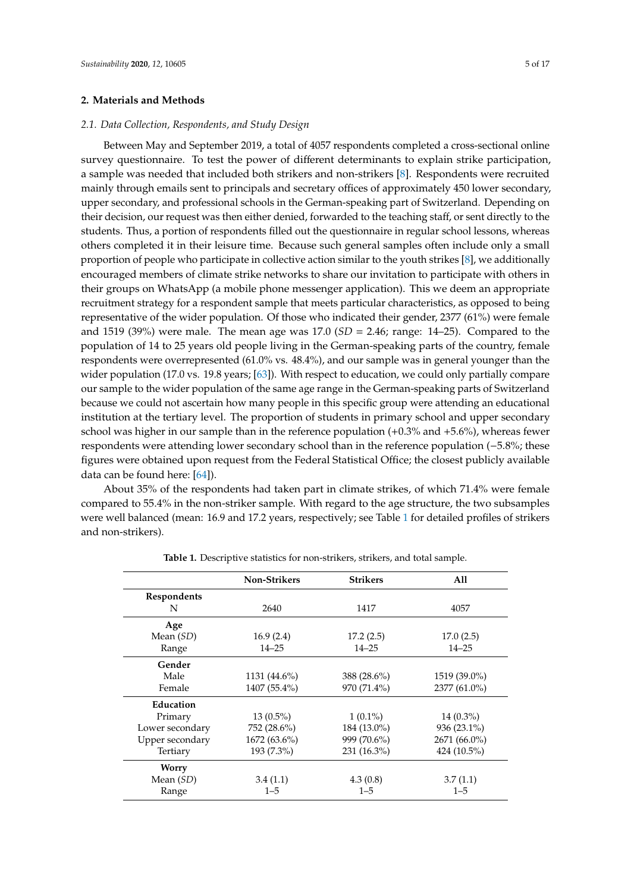## 2. Materials and Methods

### *2.1. Data Collection, Respondents, and Study Design*

Between May and September 2019, a total of 4057 respondents completed a cross-sectional online survey questionnaire. To test the power of different determinants to explain strike participation, a sample was needed that included both strikers and non-strikers [8]. Respondents were recruited mainly through emails sent to principals and secretary offices of approximately 450 lower secondary, upper secondary, and professional schools in the German-speaking part of Switzerland. Depending on their decision, our request was then either denied, forwarded to the teaching staff, or sent directly to the students. Thus, a portion of respondents filled out the questionnaire in regular school lessons, whereas others completed it in their leisure time. Because such general samples often include only a small proportion of people who participate in collective action similar to the youth strikes [8], we additionally encouraged members of climate strike networks to share our invitation to participate with others in their groups on WhatsApp (a mobile phone messenger application). This we deem an appropriate recruitment strategy for a respondent sample that meets particular characteristics, as opposed to being representative of the wider population. Of those who indicated their gender, 2377 (61%) were female and 1519 (39%) were male. The mean age was 17.0 (*SD* = 2.46; range: 14–25). Compared to the population of 14 to 25 years old people living in the German-speaking parts of the country, female respondents were overrepresented (61.0% vs. 48.4%), and our sample was in general younger than the wider population (17.0 vs. 19.8 years; [63]). With respect to education, we could only partially compare our sample to the wider population of the same age range in the German-speaking parts of Switzerland because we could not ascertain how many people in this specific group were attending an educational institution at the tertiary level. The proportion of students in primary school and upper secondary school was higher in our sample than in the reference population (+0.3% and +5.6%), whereas fewer respondents were attending lower secondary school than in the reference population (−5.8%; these figures were obtained upon request from the Federal Statistical Office; the closest publicly available data can be found here: [64]).

About 35% of the respondents had taken part in climate strikes, of which 71.4% were female compared to 55.4% in the non-striker sample. With regard to the age structure, the two subsamples were well balanced (mean: 16.9 and 17.2 years, respectively; see Table 1 for detailed profiles of strikers and non-strikers).

**Table 1.** Descriptive statistics for non-strikers, strikers, and total sample.

| | Non-Strikers | Strikers | All |
|---|---|---|---|
| **Respondents** | | | |
| N | 2640 | 1417 | 4057 |
| **Age** | | | |
| Mean (*SD*) | 16.9 (2.4) | 17.2 (2.5) | 17.0 (2.5) |
| Range | 14–25 | 14–25 | 14–25 |
| **Gender** | | | |
| Male | 1131 (44.6%) | 388 (28.6%) | 1519 (39.0%) |
| Female | 1407 (55.4%) | 970 (71.4%) | 2377 (61.0%) |
| **Education** | | | |
| Primary | 13 (0.5%) | 1 (0.1%) | 14 (0.3%) |
| Lower secondary | 752 (28.6%) | 184 (13.0%) | 936 (23.1%) |
| Upper secondary | 1672 (63.6%) | 999 (70.6%) | 2671 (66.0%) |
| Tertiary | 193 (7.3%) | 231 (16.3%) | 424 (10.5%) |
| **Worry** | | | |
| Mean (*SD*) | 3.4 (1.1) | 4.3 (0.8) | 3.7 (1.1) |
| Range | 1–5 | 1–5 | 1–5 |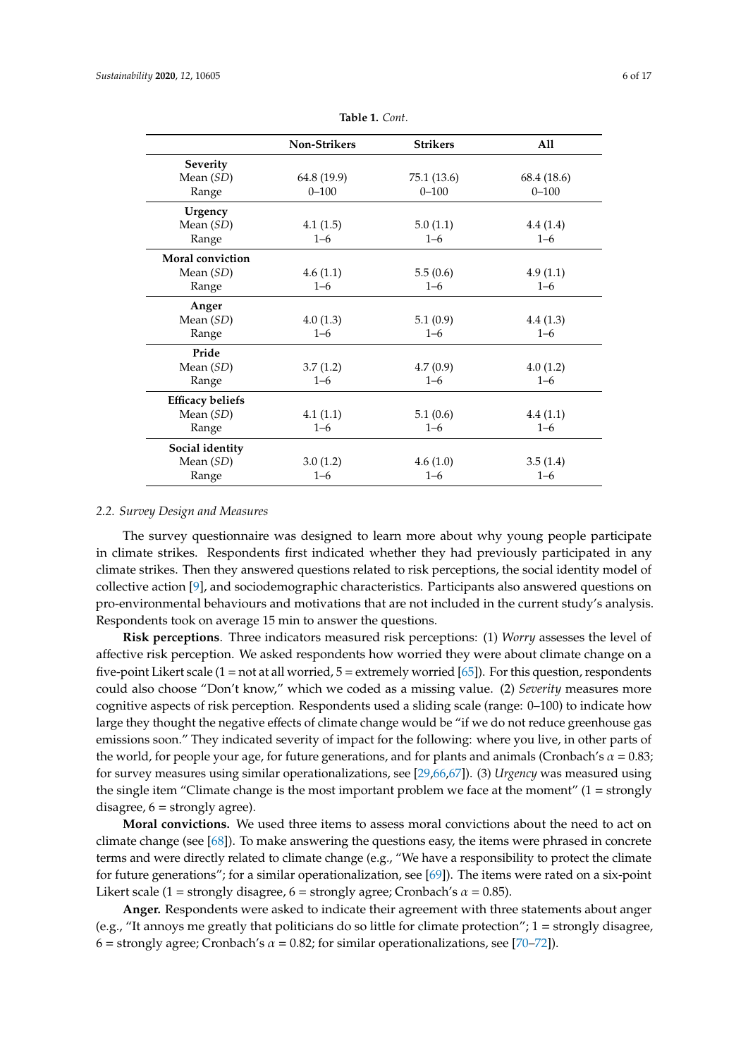**Table 1.** *Cont.*

| | Non-Strikers | Strikers | All |
|---|---|---|---|
| **Severity** | | | |
| Mean (*SD*) | 64.8 (19.9) | 75.1 (13.6) | 68.4 (18.6) |
| Range | 0–100 | 0–100 | 0–100 |
| **Urgency** | | | |
| Mean (*SD*) | 4.1 (1.5) | 5.0 (1.1) | 4.4 (1.4) |
| Range | 1–6 | 1–6 | 1–6 |
| **Moral conviction** | | | |
| Mean (*SD*) | 4.6 (1.1) | 5.5 (0.6) | 4.9 (1.1) |
| Range | 1–6 | 1–6 | 1–6 |
| **Anger** | | | |
| Mean (*SD*) | 4.0 (1.3) | 5.1 (0.9) | 4.4 (1.3) |
| Range | 1–6 | 1–6 | 1–6 |
| **Pride** | | | |
| Mean (*SD*) | 3.7 (1.2) | 4.7 (0.9) | 4.0 (1.2) |
| Range | 1–6 | 1–6 | 1–6 |
| **Efficacy beliefs** | | | |
| Mean (*SD*) | 4.1 (1.1) | 5.1 (0.6) | 4.4 (1.1) |
| Range | 1–6 | 1–6 | 1–6 |
| **Social identity** | | | |
| Mean (*SD*) | 3.0 (1.2) | 4.6 (1.0) | 3.5 (1.4) |
| Range | 1–6 | 1–6 | 1–6 |

### 2.2. *Survey Design and Measures*

The survey questionnaire was designed to learn more about why young people participate in climate strikes. Respondents first indicated whether they had previously participated in any climate strikes. Then they answered questions related to risk perceptions, the social identity model of collective action [9], and sociodemographic characteristics. Participants also answered questions on pro-environmental behaviours and motivations that are not included in the current study's analysis. Respondents took on average 15 min to answer the questions.

**Risk perceptions**. Three indicators measured risk perceptions: (1) *Worry* assesses the level of affective risk perception. We asked respondents how worried they were about climate change on a five-point Likert scale (1 = not at all worried, 5 = extremely worried [65]). For this question, respondents could also choose "Don't know," which we coded as a missing value. (2) *Severity* measures more cognitive aspects of risk perception. Respondents used a sliding scale (range: 0–100) to indicate how large they thought the negative effects of climate change would be "if we do not reduce greenhouse gas emissions soon." They indicated severity of impact for the following: where you live, in other parts of the world, for people your age, for future generations, and for plants and animals (Cronbach's $\alpha = 0.83$; for survey measures using similar operationalizations, see [29,66,67]). (3) *Urgency* was measured using the single item "Climate change is the most important problem we face at the moment" (1 = strongly disagree, 6 = strongly agree).

**Moral convictions.** We used three items to assess moral convictions about the need to act on climate change (see [68]). To make answering the questions easy, the items were phrased in concrete terms and were directly related to climate change (e.g., "We have a responsibility to protect the climate for future generations"; for a similar operationalization, see [69]). The items were rated on a six-point Likert scale (1 = strongly disagree, 6 = strongly agree; Cronbach's $\alpha = 0.85$).

**Anger.** Respondents were asked to indicate their agreement with three statements about anger (e.g., "It annoys me greatly that politicians do so little for climate protection"; 1 = strongly disagree, 6 = strongly agree; Cronbach's $\alpha = 0.82$; for similar operationalizations, see [70–72]).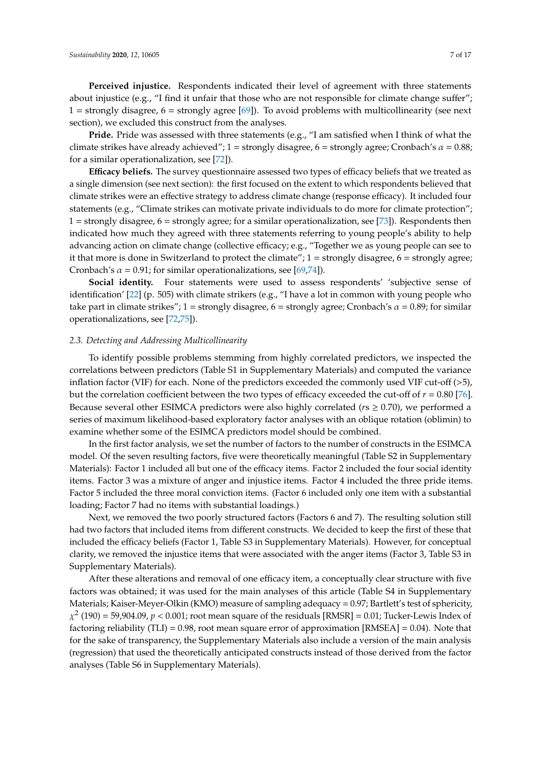**Perceived injustice.** Respondents indicated their level of agreement with three statements about injustice (e.g., "I find it unfair that those who are not responsible for climate change suffer"; 1 = strongly disagree, 6 = strongly agree [69]). To avoid problems with multicollinearity (see next section), we excluded this construct from the analyses.

**Pride.** Pride was assessed with three statements (e.g., "I am satisfied when I think of what the climate strikes have already achieved"; 1 = strongly disagree, 6 = strongly agree; Cronbach's $\alpha$ = 0.88; for a similar operationalization, see [72]).

**Efficacy beliefs.** The survey questionnaire assessed two types of efficacy beliefs that we treated as a single dimension (see next section): the first focused on the extent to which respondents believed that climate strikes were an effective strategy to address climate change (response efficacy). It included four statements (e.g., "Climate strikes can motivate private individuals to do more for climate protection"; 1 = strongly disagree, 6 = strongly agree; for a similar operationalization, see [73]). Respondents then indicated how much they agreed with three statements referring to young people's ability to help advancing action on climate change (collective efficacy; e.g., "Together we as young people can see to it that more is done in Switzerland to protect the climate"; 1 = strongly disagree, 6 = strongly agree; Cronbach's $\alpha$ = 0.91; for similar operationalizations, see [69,74]).

**Social identity.** Four statements were used to assess respondents' 'subjective sense of identification' [22] (p. 505) with climate strikers (e.g., "I have a lot in common with young people who take part in climate strikes"; 1 = strongly disagree, 6 = strongly agree; Cronbach's $\alpha$ = 0.89; for similar operationalizations, see [72,75]).

### *2.3. Detecting and Addressing Multicollinearity*

To identify possible problems stemming from highly correlated predictors, we inspected the correlations between predictors (Table S1 in Supplementary Materials) and computed the variance inflation factor (VIF) for each. None of the predictors exceeded the commonly used VIF cut-off (>5), but the correlation coefficient between the two types of efficacy exceeded the cut-off of $r$ = 0.80 [76]. Because several other ESIMCA predictors were also highly correlated ($r$s $\geq$ 0.70), we performed a series of maximum likelihood-based exploratory factor analyses with an oblique rotation (oblimin) to examine whether some of the ESIMCA predictors model should be combined.

In the first factor analysis, we set the number of factors to the number of constructs in the ESIMCA model. Of the seven resulting factors, five were theoretically meaningful (Table S2 in Supplementary Materials): Factor 1 included all but one of the efficacy items. Factor 2 included the four social identity items. Factor 3 was a mixture of anger and injustice items. Factor 4 included the three pride items. Factor 5 included the three moral conviction items. (Factor 6 included only one item with a substantial loading; Factor 7 had no items with substantial loadings.)

Next, we removed the two poorly structured factors (Factors 6 and 7). The resulting solution still had two factors that included items from different constructs. We decided to keep the first of these that included the efficacy beliefs (Factor 1, Table S3 in Supplementary Materials). However, for conceptual clarity, we removed the injustice items that were associated with the anger items (Factor 3, Table S3 in Supplementary Materials).

After these alterations and removal of one efficacy item, a conceptually clear structure with five factors was obtained; it was used for the main analyses of this article (Table S4 in Supplementary Materials; Kaiser-Meyer-Olkin (KMO) measure of sampling adequacy = 0.97; Bartlett's test of sphericity, $\chi^2$ (190) = 59,904.09, $p$ < 0.001; root mean square of the residuals [RMSR] = 0.01; Tucker-Lewis Index of factoring reliability (TLI) = 0.98, root mean square error of approximation [RMSEA] = 0.04). Note that for the sake of transparency, the Supplementary Materials also include a version of the main analysis (regression) that used the theoretically anticipated constructs instead of those derived from the factor analyses (Table S6 in Supplementary Materials).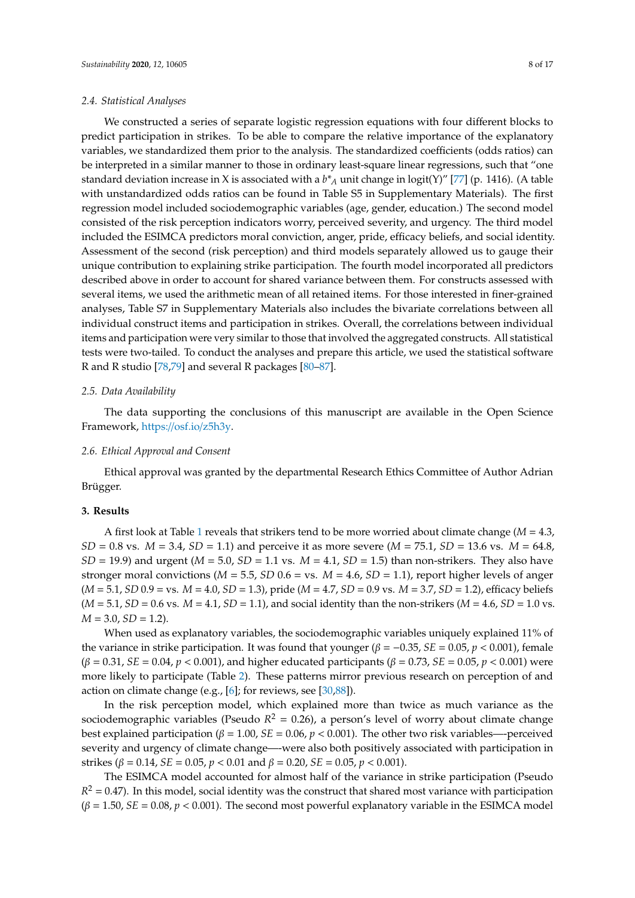### 2.4. Statistical Analyses

We constructed a series of separate logistic regression equations with four different blocks to predict participation in strikes. To be able to compare the relative importance of the explanatory variables, we standardized them prior to the analysis. The standardized coefficients (odds ratios) can be interpreted in a similar manner to those in ordinary least-square linear regressions, such that "one standard deviation increase in X is associated with a $b^*_A$ unit change in logit(Y)" [77] (p. 1416). (A table with unstandardized odds ratios can be found in Table S5 in Supplementary Materials). The first regression model included sociodemographic variables (age, gender, education.) The second model consisted of the risk perception indicators worry, perceived severity, and urgency. The third model included the ESIMCA predictors moral conviction, anger, pride, efficacy beliefs, and social identity. Assessment of the second (risk perception) and third models separately allowed us to gauge their unique contribution to explaining strike participation. The fourth model incorporated all predictors described above in order to account for shared variance between them. For constructs assessed with several items, we used the arithmetic mean of all retained items. For those interested in finer-grained analyses, Table S7 in Supplementary Materials also includes the bivariate correlations between all individual construct items and participation in strikes. Overall, the correlations between individual items and participation were very similar to those that involved the aggregated constructs. All statistical tests were two-tailed. To conduct the analyses and prepare this article, we used the statistical software R and R studio [78,79] and several R packages [80–87].

### 2.5. Data Availability

The data supporting the conclusions of this manuscript are available in the Open Science Framework, https://osf.io/z5h3y.

### 2.6. Ethical Approval and Consent

Ethical approval was granted by the departmental Research Ethics Committee of Author Adrian Brügger.

## 3. Results

A first look at Table 1 reveals that strikers tend to be more worried about climate change ($M$ = 4.3, $SD$ = 0.8 vs. $M$ = 3.4, $SD$ = 1.1) and perceive it as more severe ($M$ = 75.1, $SD$ = 13.6 vs. $M$ = 64.8, $SD$ = 19.9) and urgent ($M$ = 5.0, $SD$ = 1.1 vs. $M$ = 4.1, $SD$ = 1.5) than non-strikers. They also have stronger moral convictions ($M$ = 5.5, $SD$ 0.6 = vs. $M$ = 4.6, $SD$ = 1.1), report higher levels of anger ($M$ = 5.1, $SD$ 0.9 = vs. $M$ = 4.0, $SD$ = 1.3), pride ($M$ = 4.7, $SD$ = 0.9 vs. $M$ = 3.7, $SD$ = 1.2), efficacy beliefs ($M$ = 5.1, $SD$ = 0.6 vs. $M$ = 4.1, $SD$ = 1.1), and social identity than the non-strikers ($M$ = 4.6, $SD$ = 1.0 vs. $M$ = 3.0, $SD$ = 1.2).

When used as explanatory variables, the sociodemographic variables uniquely explained 11% of the variance in strike participation. It was found that younger ($\beta = -0.35$, $SE$ = 0.05, $p < 0.001$), female ($\beta = 0.31$, $SE$ = 0.04, $p < 0.001$), and higher educated participants ($\beta = 0.73$, $SE$ = 0.05, $p < 0.001$) were more likely to participate (Table 2). These patterns mirror previous research on perception of and action on climate change (e.g., [6]; for reviews, see [30,88]).

In the risk perception model, which explained more than twice as much variance as the sociodemographic variables (Pseudo $R^2$ = 0.26), a person's level of worry about climate change best explained participation ($\beta = 1.00$, $SE$ = 0.06, $p < 0.001$). The other two risk variables—-perceived severity and urgency of climate change—-were also both positively associated with participation in strikes ($\beta = 0.14$, $SE$ = 0.05, $p < 0.01$ and $\beta = 0.20$, $SE$ = 0.05, $p < 0.001$).

The ESIMCA model accounted for almost half of the variance in strike participation (Pseudo $R^2$ = 0.47). In this model, social identity was the construct that shared most variance with participation ($\beta = 1.50$, $SE$ = 0.08, $p < 0.001$). The second most powerful explanatory variable in the ESIMCA model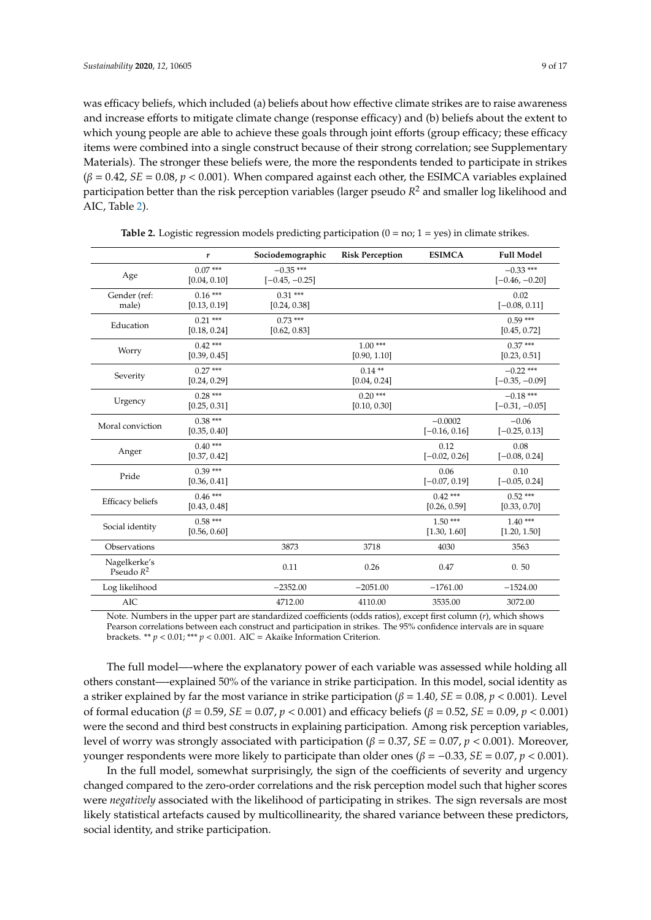was efficacy beliefs, which included (a) beliefs about how effective climate strikes are to raise awareness and increase efforts to mitigate climate change (response efficacy) and (b) beliefs about the extent to which young people are able to achieve these goals through joint efforts (group efficacy; these efficacy items were combined into a single construct because of their strong correlation; see Supplementary Materials). The stronger these beliefs were, the more the respondents tended to participate in strikes ($\beta = 0.42$, $SE = 0.08$, $p < 0.001$). When compared against each other, the ESIMCA variables explained participation better than the risk perception variables (larger pseudo $R^2$ and smaller log likelihood and AIC, Table 2).

**Table 2.** Logistic regression models predicting participation (0 = no; 1 = yes) in climate strikes.

| | *r* | Sociodemographic | Risk Perception | ESIMCA | Full Model |
|---|---|---|---|---|---|
| Age | 0.07 *** [0.04, 0.10] | −0.35 *** [−0.45, −0.25] | | | −0.33 *** [−0.46, −0.20] |
| Gender (ref: male) | 0.16 *** [0.13, 0.19] | 0.31 *** [0.24, 0.38] | | | 0.02 [−0.08, 0.11] |
| Education | 0.21 *** [0.18, 0.24] | 0.73 *** [0.62, 0.83] | | | 0.59 *** [0.45, 0.72] |
| Worry | 0.42 *** [0.39, 0.45] | | 1.00 *** [0.90, 1.10] | | 0.37 *** [0.23, 0.51] |
| Severity | 0.27 *** [0.24, 0.29] | | 0.14 ** [0.04, 0.24] | | −0.22 *** [−0.35, −0.09] |
| Urgency | 0.28 *** [0.25, 0.31] | | 0.20 *** [0.10, 0.30] | | −0.18 *** [−0.31, −0.05] |
| Moral conviction | 0.38 *** [0.35, 0.40] | | | −0.0002 [−0.16, 0.16] | −0.06 [−0.25, 0.13] |
| Anger | 0.40 *** [0.37, 0.42] | | | 0.12 [−0.02, 0.26] | 0.08 [−0.08, 0.24] |
| Pride | 0.39 *** [0.36, 0.41] | | | 0.06 [−0.07, 0.19] | 0.10 [−0.05, 0.24] |
| Efficacy beliefs | 0.46 *** [0.43, 0.48] | | | 0.42 *** [0.26, 0.59] | 0.52 *** [0.33, 0.70] |
| Social identity | 0.58 *** [0.56, 0.60] | | | 1.50 *** [1.30, 1.60] | 1.40 *** [1.20, 1.50] |
| Observations | | 3873 | 3718 | 4030 | 3563 |
| Nagelkerke's Pseudo $R^2$ | | 0.11 | 0.26 | 0.47 | 0. 50 |
| Log likelihood | | −2352.00 | −2051.00 | −1761.00 | −1524.00 |
| AIC | | 4712.00 | 4110.00 | 3535.00 | 3072.00 |

Note. Numbers in the upper part are standardized coefficients (odds ratios), except first column (*r*), which shows Pearson correlations between each construct and participation in strikes. The 95% confidence intervals are in square brackets. ** $p < 0.01$; *** $p < 0.001$. AIC = Akaike Information Criterion.

The full model—-where the explanatory power of each variable was assessed while holding all others constant—-explained 50% of the variance in strike participation. In this model, social identity as a striker explained by far the most variance in strike participation ($\beta = 1.40$, $SE = 0.08$, $p < 0.001$). Level of formal education ($\beta = 0.59$, $SE = 0.07$, $p < 0.001$) and efficacy beliefs ($\beta = 0.52$, $SE = 0.09$, $p < 0.001$) were the second and third best constructs in explaining participation. Among risk perception variables, level of worry was strongly associated with participation ($\beta = 0.37$, $SE = 0.07$, $p < 0.001$). Moreover, younger respondents were more likely to participate than older ones ($\beta = -0.33$, $SE = 0.07$, $p < 0.001$).

In the full model, somewhat surprisingly, the sign of the coefficients of severity and urgency changed compared to the zero-order correlations and the risk perception model such that higher scores were *negatively* associated with the likelihood of participating in strikes. The sign reversals are most likely statistical artefacts caused by multicollinearity, the shared variance between these predictors, social identity, and strike participation.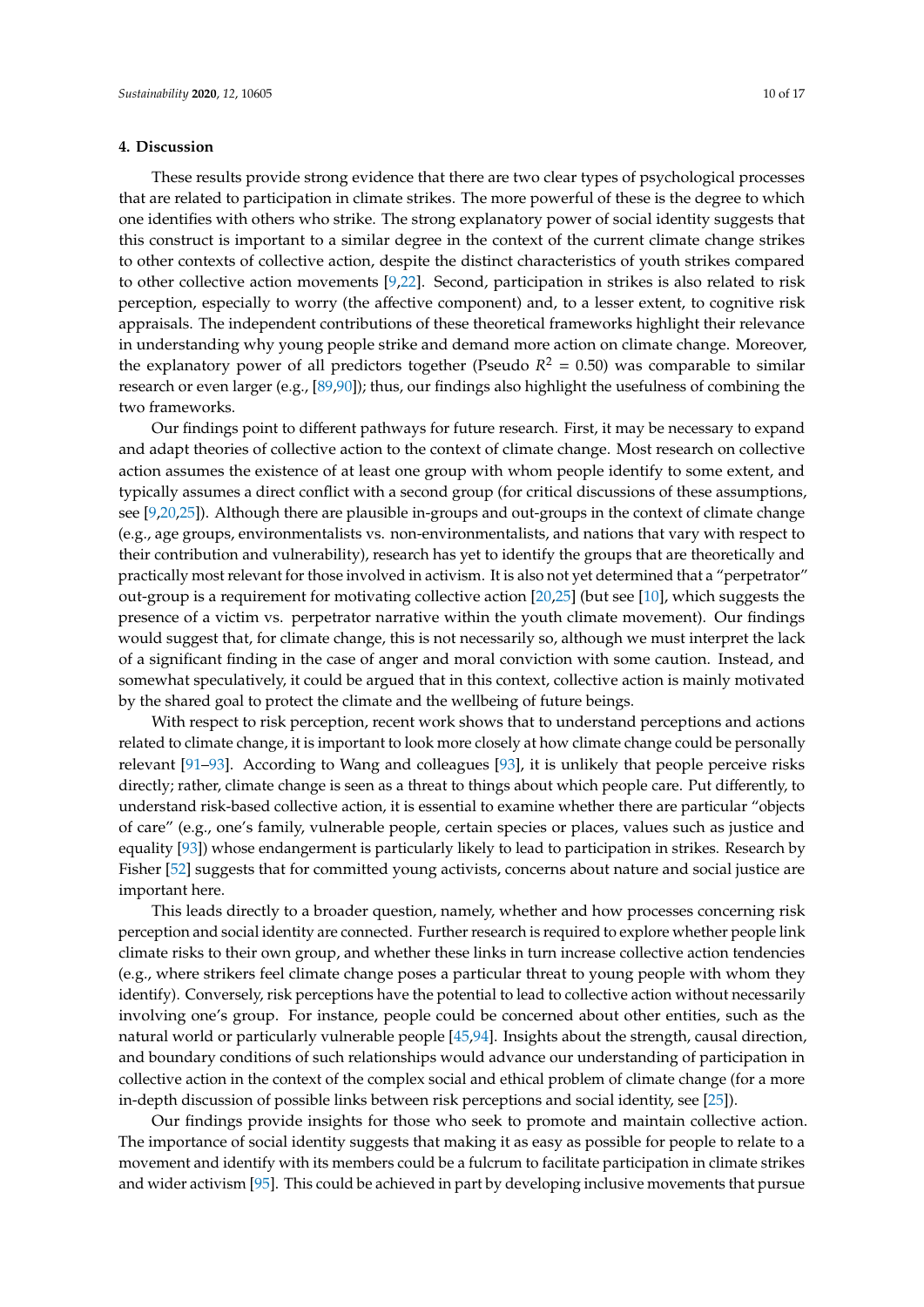## 4. Discussion

These results provide strong evidence that there are two clear types of psychological processes that are related to participation in climate strikes. The more powerful of these is the degree to which one identifies with others who strike. The strong explanatory power of social identity suggests that this construct is important to a similar degree in the context of the current climate change strikes to other contexts of collective action, despite the distinct characteristics of youth strikes compared to other collective action movements [9,22]. Second, participation in strikes is also related to risk perception, especially to worry (the affective component) and, to a lesser extent, to cognitive risk appraisals. The independent contributions of these theoretical frameworks highlight their relevance in understanding why young people strike and demand more action on climate change. Moreover, the explanatory power of all predictors together (Pseudo $R^2$ = 0.50) was comparable to similar research or even larger (e.g., [89,90]); thus, our findings also highlight the usefulness of combining the two frameworks.

Our findings point to different pathways for future research. First, it may be necessary to expand and adapt theories of collective action to the context of climate change. Most research on collective action assumes the existence of at least one group with whom people identify to some extent, and typically assumes a direct conflict with a second group (for critical discussions of these assumptions, see [9,20,25]). Although there are plausible in-groups and out-groups in the context of climate change (e.g., age groups, environmentalists vs. non-environmentalists, and nations that vary with respect to their contribution and vulnerability), research has yet to identify the groups that are theoretically and practically most relevant for those involved in activism. It is also not yet determined that a "perpetrator" out-group is a requirement for motivating collective action [20,25] (but see [10], which suggests the presence of a victim vs. perpetrator narrative within the youth climate movement). Our findings would suggest that, for climate change, this is not necessarily so, although we must interpret the lack of a significant finding in the case of anger and moral conviction with some caution. Instead, and somewhat speculatively, it could be argued that in this context, collective action is mainly motivated by the shared goal to protect the climate and the wellbeing of future beings.

With respect to risk perception, recent work shows that to understand perceptions and actions related to climate change, it is important to look more closely at how climate change could be personally relevant [91–93]. According to Wang and colleagues [93], it is unlikely that people perceive risks directly; rather, climate change is seen as a threat to things about which people care. Put differently, to understand risk-based collective action, it is essential to examine whether there are particular "objects of care" (e.g., one's family, vulnerable people, certain species or places, values such as justice and equality [93]) whose endangerment is particularly likely to lead to participation in strikes. Research by Fisher [52] suggests that for committed young activists, concerns about nature and social justice are important here.

This leads directly to a broader question, namely, whether and how processes concerning risk perception and social identity are connected. Further research is required to explore whether people link climate risks to their own group, and whether these links in turn increase collective action tendencies (e.g., where strikers feel climate change poses a particular threat to young people with whom they identify). Conversely, risk perceptions have the potential to lead to collective action without necessarily involving one's group. For instance, people could be concerned about other entities, such as the natural world or particularly vulnerable people [45,94]. Insights about the strength, causal direction, and boundary conditions of such relationships would advance our understanding of participation in collective action in the context of the complex social and ethical problem of climate change (for a more in-depth discussion of possible links between risk perceptions and social identity, see [25]).

Our findings provide insights for those who seek to promote and maintain collective action. The importance of social identity suggests that making it as easy as possible for people to relate to a movement and identify with its members could be a fulcrum to facilitate participation in climate strikes and wider activism [95]. This could be achieved in part by developing inclusive movements that pursue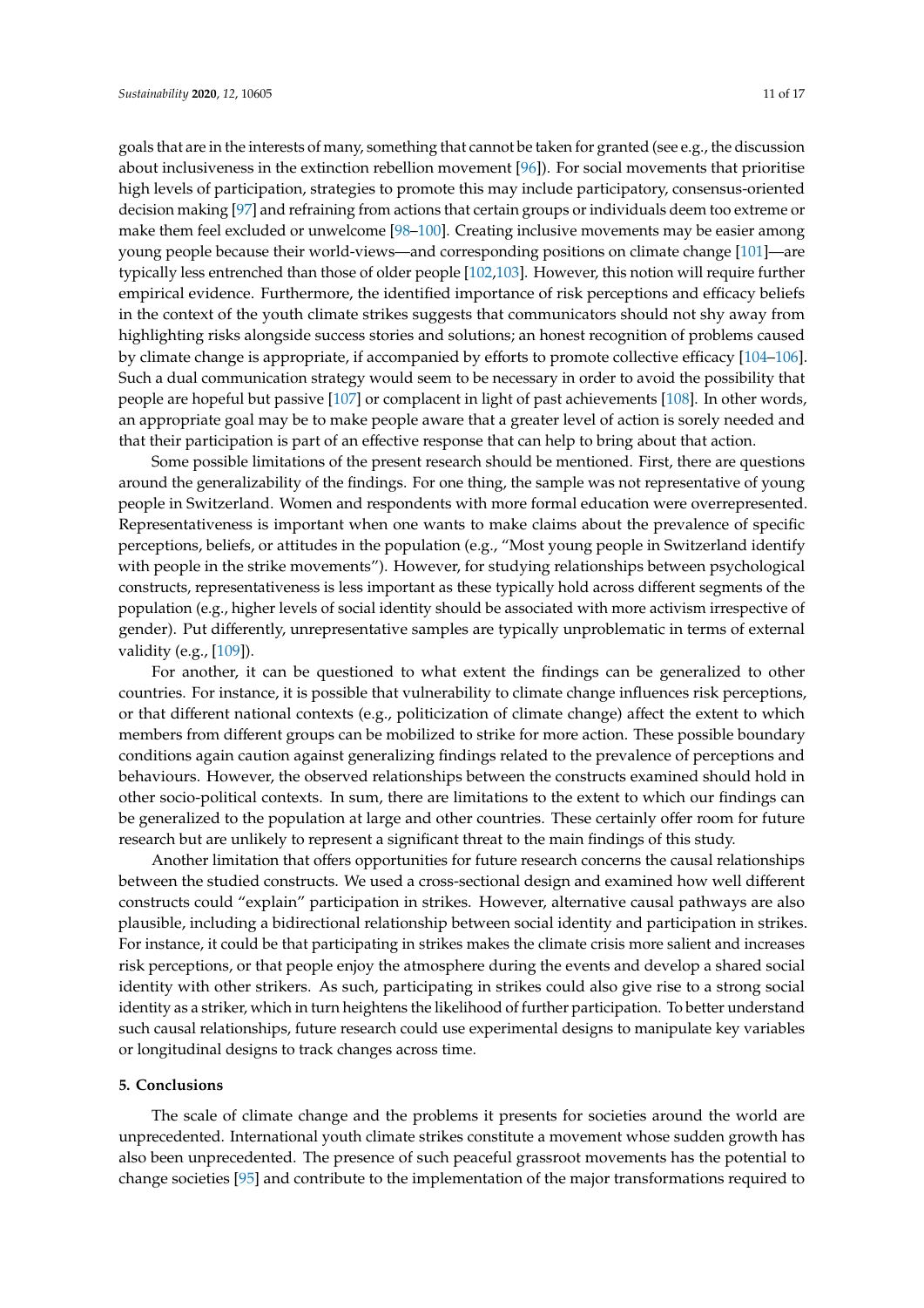goals that are in the interests of many, something that cannot be taken for granted (see e.g., the discussion about inclusiveness in the extinction rebellion movement [96]). For social movements that prioritise high levels of participation, strategies to promote this may include participatory, consensus-oriented decision making [97] and refraining from actions that certain groups or individuals deem too extreme or make them feel excluded or unwelcome [98–100]. Creating inclusive movements may be easier among young people because their world-views—and corresponding positions on climate change [101]—are typically less entrenched than those of older people [102,103]. However, this notion will require further empirical evidence. Furthermore, the identified importance of risk perceptions and efficacy beliefs in the context of the youth climate strikes suggests that communicators should not shy away from highlighting risks alongside success stories and solutions; an honest recognition of problems caused by climate change is appropriate, if accompanied by efforts to promote collective efficacy [104–106]. Such a dual communication strategy would seem to be necessary in order to avoid the possibility that people are hopeful but passive [107] or complacent in light of past achievements [108]. In other words, an appropriate goal may be to make people aware that a greater level of action is sorely needed and that their participation is part of an effective response that can help to bring about that action.

Some possible limitations of the present research should be mentioned. First, there are questions around the generalizability of the findings. For one thing, the sample was not representative of young people in Switzerland. Women and respondents with more formal education were overrepresented. Representativeness is important when one wants to make claims about the prevalence of specific perceptions, beliefs, or attitudes in the population (e.g., "Most young people in Switzerland identify with people in the strike movements"). However, for studying relationships between psychological constructs, representativeness is less important as these typically hold across different segments of the population (e.g., higher levels of social identity should be associated with more activism irrespective of gender). Put differently, unrepresentative samples are typically unproblematic in terms of external validity (e.g., [109]).

For another, it can be questioned to what extent the findings can be generalized to other countries. For instance, it is possible that vulnerability to climate change influences risk perceptions, or that different national contexts (e.g., politicization of climate change) affect the extent to which members from different groups can be mobilized to strike for more action. These possible boundary conditions again caution against generalizing findings related to the prevalence of perceptions and behaviours. However, the observed relationships between the constructs examined should hold in other socio-political contexts. In sum, there are limitations to the extent to which our findings can be generalized to the population at large and other countries. These certainly offer room for future research but are unlikely to represent a significant threat to the main findings of this study.

Another limitation that offers opportunities for future research concerns the causal relationships between the studied constructs. We used a cross-sectional design and examined how well different constructs could "explain" participation in strikes. However, alternative causal pathways are also plausible, including a bidirectional relationship between social identity and participation in strikes. For instance, it could be that participating in strikes makes the climate crisis more salient and increases risk perceptions, or that people enjoy the atmosphere during the events and develop a shared social identity with other strikers. As such, participating in strikes could also give rise to a strong social identity as a striker, which in turn heightens the likelihood of further participation. To better understand such causal relationships, future research could use experimental designs to manipulate key variables or longitudinal designs to track changes across time.

## 5. Conclusions

The scale of climate change and the problems it presents for societies around the world are unprecedented. International youth climate strikes constitute a movement whose sudden growth has also been unprecedented. The presence of such peaceful grassroot movements has the potential to change societies [95] and contribute to the implementation of the major transformations required to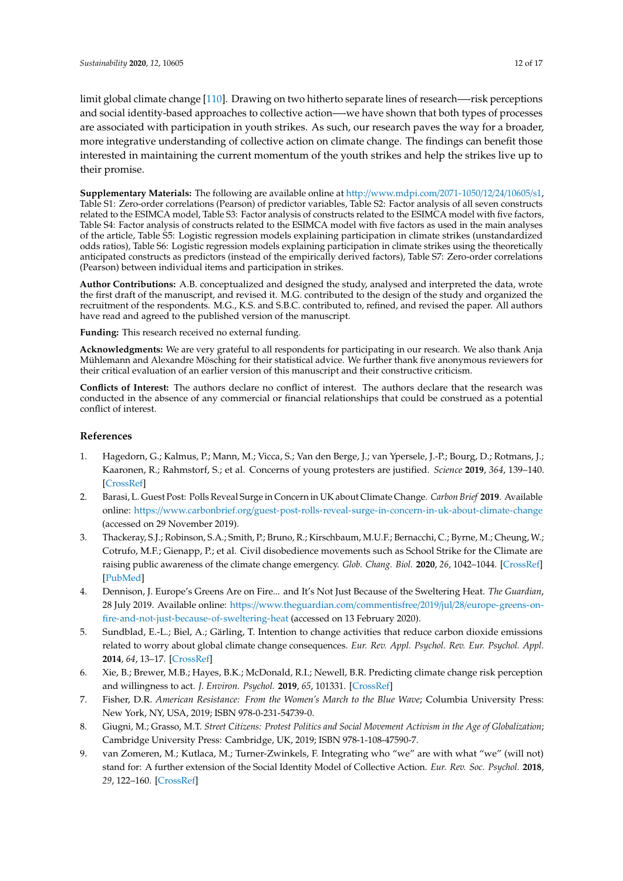limit global climate change [110]. Drawing on two hitherto separate lines of research—-risk perceptions and social identity-based approaches to collective action—-we have shown that both types of processes are associated with participation in youth strikes. As such, our research paves the way for a broader, more integrative understanding of collective action on climate change. The findings can benefit those interested in maintaining the current momentum of the youth strikes and help the strikes live up to their promise.

**Supplementary Materials:** The following are available online at http://www.mdpi.com/2071-1050/12/24/10605/s1, Table S1: Zero-order correlations (Pearson) of predictor variables, Table S2: Factor analysis of all seven constructs related to the ESIMCA model, Table S3: Factor analysis of constructs related to the ESIMCA model with five factors, Table S4: Factor analysis of constructs related to the ESIMCA model with five factors as used in the main analyses of the article, Table S5: Logistic regression models explaining participation in climate strikes (unstandardized odds ratios), Table S6: Logistic regression models explaining participation in climate strikes using the theoretically anticipated constructs as predictors (instead of the empirically derived factors), Table S7: Zero-order correlations (Pearson) between individual items and participation in strikes.

**Author Contributions:** A.B. conceptualized and designed the study, analysed and interpreted the data, wrote the first draft of the manuscript, and revised it. M.G. contributed to the design of the study and organized the recruitment of the respondents. M.G., K.S. and S.B.C. contributed to, refined, and revised the paper. All authors have read and agreed to the published version of the manuscript.

**Funding:** This research received no external funding.

**Acknowledgments:** We are very grateful to all respondents for participating in our research. We also thank Anja Mühlemann and Alexandre Mösching for their statistical advice. We further thank five anonymous reviewers for their critical evaluation of an earlier version of this manuscript and their constructive criticism.

**Conflicts of Interest:** The authors declare no conflict of interest. The authors declare that the research was conducted in the absence of any commercial or financial relationships that could be construed as a potential conflict of interest.

## References

1. Hagedorn, G.; Kalmus, P.; Mann, M.; Vicca, S.; Van den Berge, J.; van Ypersele, J.-P.; Bourg, D.; Rotmans, J.; Kaaronen, R.; Rahmstorf, S.; et al. Concerns of young protesters are justified. *Science* **2019**, *364*, 139–140. [CrossRef]
2. Barasi, L. Guest Post: Polls Reveal Surge in Concern in UK about Climate Change. *Carbon Brief* **2019**. Available online: https://www.carbonbrief.org/guest-post-rolls-reveal-surge-in-concern-in-uk-about-climate-change (accessed on 29 November 2019).
3. Thackeray, S.J.; Robinson, S.A.; Smith, P.; Bruno, R.; Kirschbaum, M.U.F.; Bernacchi, C.; Byrne, M.; Cheung, W.; Cotrufo, M.F.; Gienapp, P.; et al. Civil disobedience movements such as School Strike for the Climate are raising public awareness of the climate change emergency. *Glob. Chang. Biol.* **2020**, *26*, 1042–1044. [CrossRef] [PubMed]
4. Dennison, J. Europe's Greens Are on Fire... and It's Not Just Because of the Sweltering Heat. *The Guardian*, 28 July 2019. Available online: https://www.theguardian.com/commentisfree/2019/jul/28/europe-greens-on-fire-and-not-just-because-of-sweltering-heat (accessed on 13 February 2020).
5. Sundblad, E.-L.; Biel, A.; Gärling, T. Intention to change activities that reduce carbon dioxide emissions related to worry about global climate change consequences. *Eur. Rev. Appl. Psychol. Rev. Eur. Psychol. Appl.* **2014**, *64*, 13–17. [CrossRef]
6. Xie, B.; Brewer, M.B.; Hayes, B.K.; McDonald, R.I.; Newell, B.R. Predicting climate change risk perception and willingness to act. *J. Environ. Psychol.* **2019**, *65*, 101331. [CrossRef]
7. Fisher, D.R. *American Resistance: From the Women's March to the Blue Wave*; Columbia University Press: New York, NY, USA, 2019; ISBN 978-0-231-54739-0.
8. Giugni, M.; Grasso, M.T. *Street Citizens: Protest Politics and Social Movement Activism in the Age of Globalization*; Cambridge University Press: Cambridge, UK, 2019; ISBN 978-1-108-47590-7.
9. van Zomeren, M.; Kutlaca, M.; Turner-Zwinkels, F. Integrating who "we" are with what "we" (will not) stand for: A further extension of the Social Identity Model of Collective Action. *Eur. Rev. Soc. Psychol.* **2018**, *29*, 122–160. [CrossRef]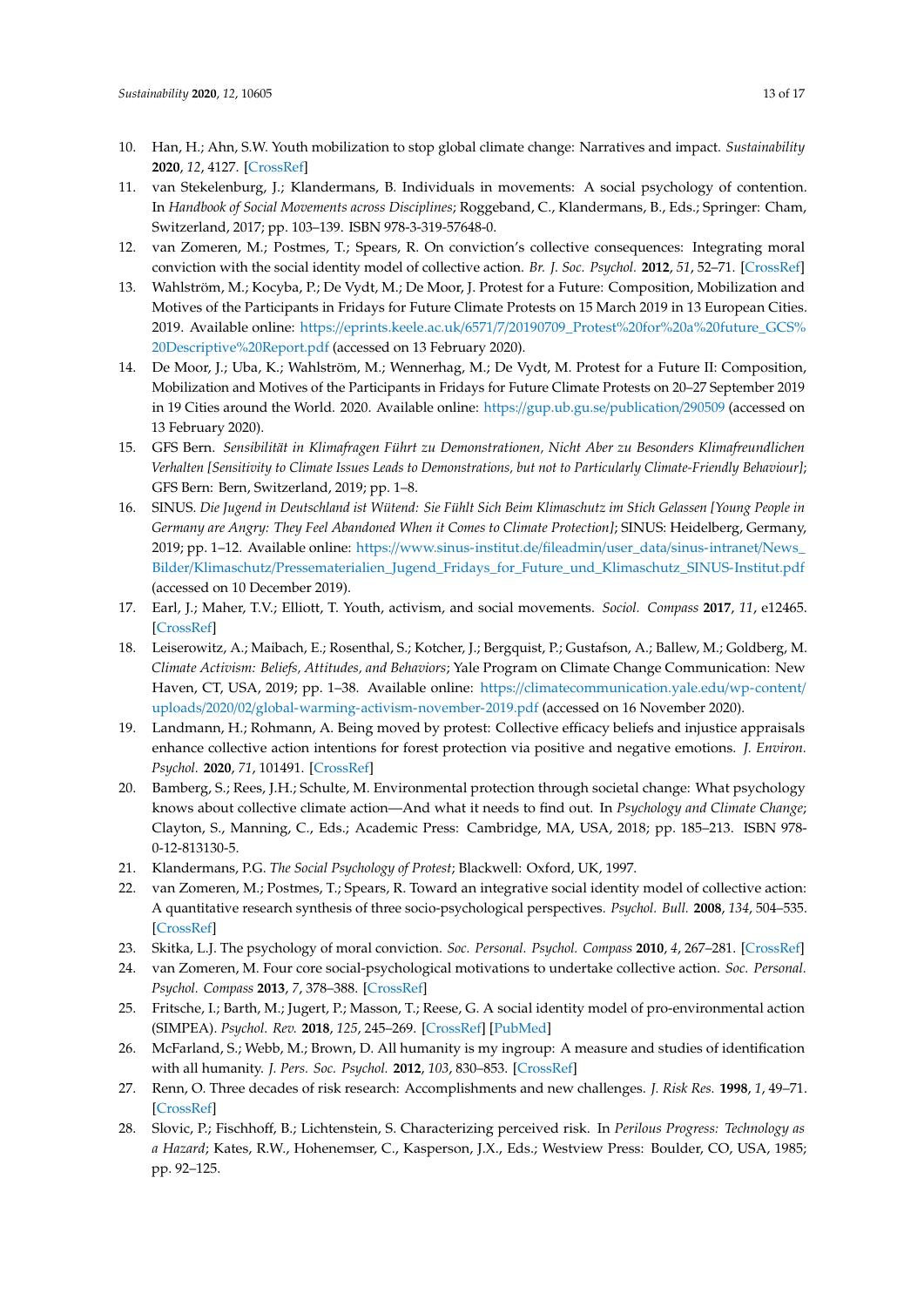10. Han, H.; Ahn, S.W. Youth mobilization to stop global climate change: Narratives and impact. *Sustainability* **2020**, *12*, 4127. [CrossRef]
11. van Stekelenburg, J.; Klandermans, B. Individuals in movements: A social psychology of contention. In *Handbook of Social Movements across Disciplines*; Roggeband, C., Klandermans, B., Eds.; Springer: Cham, Switzerland, 2017; pp. 103–139. ISBN 978-3-319-57648-0.
12. van Zomeren, M.; Postmes, T.; Spears, R. On conviction's collective consequences: Integrating moral conviction with the social identity model of collective action. *Br. J. Soc. Psychol.* **2012**, *51*, 52–71. [CrossRef]
13. Wahlström, M.; Kocyba, P.; De Vydt, M.; De Moor, J. Protest for a Future: Composition, Mobilization and Motives of the Participants in Fridays for Future Climate Protests on 15 March 2019 in 13 European Cities. 2019. Available online: https://eprints.keele.ac.uk/6571/7/20190709_Protest%20for%20a%20future_GCS%20Descriptive%20Report.pdf (accessed on 13 February 2020).
14. De Moor, J.; Uba, K.; Wahlström, M.; Wennerhag, M.; De Vydt, M. Protest for a Future II: Composition, Mobilization and Motives of the Participants in Fridays for Future Climate Protests on 20–27 September 2019 in 19 Cities around the World. 2020. Available online: https://gup.ub.gu.se/publication/290509 (accessed on 13 February 2020).
15. GFS Bern. *Sensibilität in Klimafragen Führt zu Demonstrationen, Nicht Aber zu Besonders Klimafreundlichen Verhalten [Sensitivity to Climate Issues Leads to Demonstrations, but not to Particularly Climate-Friendly Behaviour]*; GFS Bern: Bern, Switzerland, 2019; pp. 1–8.
16. SINUS. *Die Jugend in Deutschland ist Wütend: Sie Fühlt Sich Beim Klimaschutz im Stich Gelassen [Young People in Germany are Angry: They Feel Abandoned When it Comes to Climate Protection]*; SINUS: Heidelberg, Germany, 2019; pp. 1–12. Available online: https://www.sinus-institut.de/fileadmin/user_data/sinus-intranet/News_Bilder/Klimaschutz/Pressematerialien_Jugend_Fridays_for_Future_und_Klimaschutz_SINUS-Institut.pdf (accessed on 10 December 2019).
17. Earl, J.; Maher, T.V.; Elliott, T. Youth, activism, and social movements. *Sociol. Compass* **2017**, *11*, e12465. [CrossRef]
18. Leiserowitz, A.; Maibach, E.; Rosenthal, S.; Kotcher, J.; Bergquist, P.; Gustafson, A.; Ballew, M.; Goldberg, M. *Climate Activism: Beliefs, Attitudes, and Behaviors*; Yale Program on Climate Change Communication: New Haven, CT, USA, 2019; pp. 1–38. Available online: https://climatecommunication.yale.edu/wp-content/uploads/2020/02/global-warming-activism-november-2019.pdf (accessed on 16 November 2020).
19. Landmann, H.; Rohmann, A. Being moved by protest: Collective efficacy beliefs and injustice appraisals enhance collective action intentions for forest protection via positive and negative emotions. *J. Environ. Psychol.* **2020**, *71*, 101491. [CrossRef]
20. Bamberg, S.; Rees, J.H.; Schulte, M. Environmental protection through societal change: What psychology knows about collective climate action—And what it needs to find out. In *Psychology and Climate Change*; Clayton, S., Manning, C., Eds.; Academic Press: Cambridge, MA, USA, 2018; pp. 185–213. ISBN 978-0-12-813130-5.
21. Klandermans, P.G. *The Social Psychology of Protest*; Blackwell: Oxford, UK, 1997.
22. van Zomeren, M.; Postmes, T.; Spears, R. Toward an integrative social identity model of collective action: A quantitative research synthesis of three socio-psychological perspectives. *Psychol. Bull.* **2008**, *134*, 504–535. [CrossRef]
23. Skitka, L.J. The psychology of moral conviction. *Soc. Personal. Psychol. Compass* **2010**, *4*, 267–281. [CrossRef]
24. van Zomeren, M. Four core social-psychological motivations to undertake collective action. *Soc. Personal. Psychol. Compass* **2013**, *7*, 378–388. [CrossRef]
25. Fritsche, I.; Barth, M.; Jugert, P.; Masson, T.; Reese, G. A social identity model of pro-environmental action (SIMPEA). *Psychol. Rev.* **2018**, *125*, 245–269. [CrossRef] [PubMed]
26. McFarland, S.; Webb, M.; Brown, D. All humanity is my ingroup: A measure and studies of identification with all humanity. *J. Pers. Soc. Psychol.* **2012**, *103*, 830–853. [CrossRef]
27. Renn, O. Three decades of risk research: Accomplishments and new challenges. *J. Risk Res.* **1998**, *1*, 49–71. [CrossRef]
28. Slovic, P.; Fischhoff, B.; Lichtenstein, S. Characterizing perceived risk. In *Perilous Progress: Technology as a Hazard*; Kates, R.W., Hohenemser, C., Kasperson, J.X., Eds.; Westview Press: Boulder, CO, USA, 1985; pp. 92–125.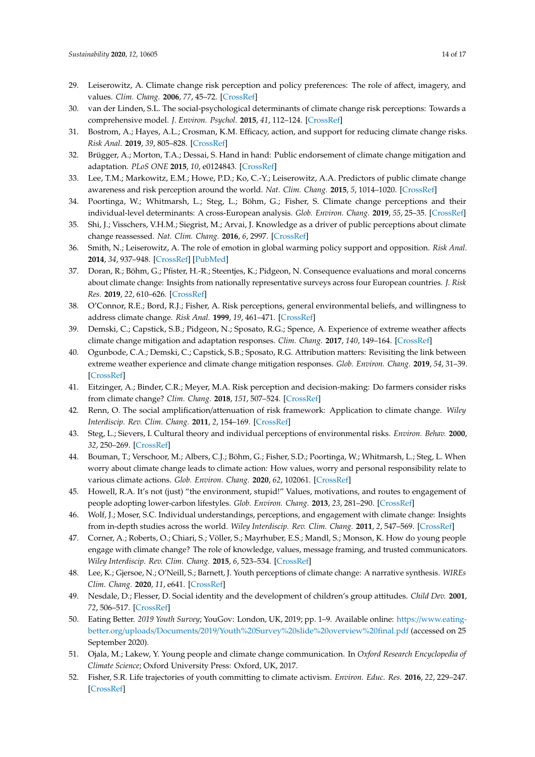29. Leiserowitz, A. Climate change risk perception and policy preferences: The role of affect, imagery, and values. *Clim. Chang.* **2006**, *77*, 45–72. [CrossRef]
30. van der Linden, S.L. The social-psychological determinants of climate change risk perceptions: Towards a comprehensive model. *J. Environ. Psychol.* **2015**, *41*, 112–124. [CrossRef]
31. Bostrom, A.; Hayes, A.L.; Crosman, K.M. Efficacy, action, and support for reducing climate change risks. *Risk Anal.* **2019**, *39*, 805–828. [CrossRef]
32. Brügger, A.; Morton, T.A.; Dessai, S. Hand in hand: Public endorsement of climate change mitigation and adaptation. *PLoS ONE* **2015**, *10*, e0124843. [CrossRef]
33. Lee, T.M.; Markowitz, E.M.; Howe, P.D.; Ko, C.-Y.; Leiserowitz, A.A. Predictors of public climate change awareness and risk perception around the world. *Nat. Clim. Chang.* **2015**, *5*, 1014–1020. [CrossRef]
34. Poortinga, W.; Whitmarsh, L.; Steg, L.; Böhm, G.; Fisher, S. Climate change perceptions and their individual-level determinants: A cross-European analysis. *Glob. Environ. Chang.* **2019**, *55*, 25–35. [CrossRef]
35. Shi, J.; Visschers, V.H.M.; Siegrist, M.; Arvai, J. Knowledge as a driver of public perceptions about climate change reassessed. *Nat. Clim. Chang.* **2016**, *6*, 2997. [CrossRef]
36. Smith, N.; Leiserowitz, A. The role of emotion in global warming policy support and opposition. *Risk Anal.* **2014**, *34*, 937–948. [CrossRef] [PubMed]
37. Doran, R.; Böhm, G.; Pfister, H.-R.; Steentjes, K.; Pidgeon, N. Consequence evaluations and moral concerns about climate change: Insights from nationally representative surveys across four European countries. *J. Risk Res.* **2019**, *22*, 610–626. [CrossRef]
38. O'Connor, R.E.; Bord, R.J.; Fisher, A. Risk perceptions, general environmental beliefs, and willingness to address climate change. *Risk Anal.* **1999**, *19*, 461–471. [CrossRef]
39. Demski, C.; Capstick, S.B.; Pidgeon, N.; Sposato, R.G.; Spence, A. Experience of extreme weather affects climate change mitigation and adaptation responses. *Clim. Chang.* **2017**, *140*, 149–164. [CrossRef]
40. Ogunbode, C.A.; Demski, C.; Capstick, S.B.; Sposato, R.G. Attribution matters: Revisiting the link between extreme weather experience and climate change mitigation responses. *Glob. Environ. Chang.* **2019**, *54*, 31–39. [CrossRef]
41. Eitzinger, A.; Binder, C.R.; Meyer, M.A. Risk perception and decision-making: Do farmers consider risks from climate change? *Clim. Chang.* **2018**, *151*, 507–524. [CrossRef]
42. Renn, O. The social amplification/attenuation of risk framework: Application to climate change. *Wiley Interdiscip. Rev. Clim. Chang.* **2011**, *2*, 154–169. [CrossRef]
43. Steg, L.; Sievers, I. Cultural theory and individual perceptions of environmental risks. *Environ. Behav.* **2000**, *32*, 250–269. [CrossRef]
44. Bouman, T.; Verschoor, M.; Albers, C.J.; Böhm, G.; Fisher, S.D.; Poortinga, W.; Whitmarsh, L.; Steg, L. When worry about climate change leads to climate action: How values, worry and personal responsibility relate to various climate actions. *Glob. Environ. Chang.* **2020**, *62*, 102061. [CrossRef]
45. Howell, R.A. It's not (just) "the environment, stupid!" Values, motivations, and routes to engagement of people adopting lower-carbon lifestyles. *Glob. Environ. Chang.* **2013**, *23*, 281–290. [CrossRef]
46. Wolf, J.; Moser, S.C. Individual understandings, perceptions, and engagement with climate change: Insights from in-depth studies across the world. *Wiley Interdiscip. Rev. Clim. Chang.* **2011**, *2*, 547–569. [CrossRef]
47. Corner, A.; Roberts, O.; Chiari, S.; Völler, S.; Mayrhuber, E.S.; Mandl, S.; Monson, K. How do young people engage with climate change? The role of knowledge, values, message framing, and trusted communicators. *Wiley Interdiscip. Rev. Clim. Chang.* **2015**, *6*, 523–534. [CrossRef]
48. Lee, K.; Gjersoe, N.; O'Neill, S.; Barnett, J. Youth perceptions of climate change: A narrative synthesis. *WIREs Clim. Chang.* **2020**, *11*, e641. [CrossRef]
49. Nesdale, D.; Flesser, D. Social identity and the development of children's group attitudes. *Child Dev.* **2001**, *72*, 506–517. [CrossRef]
50. Eating Better. *2019 Youth Survey*; YouGov: London, UK, 2019; pp. 1–9. Available online: https://www.eating-better.org/uploads/Documents/2019/Youth%20Survey%20slide%20overview%20final.pdf (accessed on 25 September 2020).
51. Ojala, M.; Lakew, Y. Young people and climate change communication. In *Oxford Research Encyclopedia of Climate Science*; Oxford University Press: Oxford, UK, 2017.
52. Fisher, S.R. Life trajectories of youth committing to climate activism. *Environ. Educ. Res.* **2016**, *22*, 229–247. [CrossRef]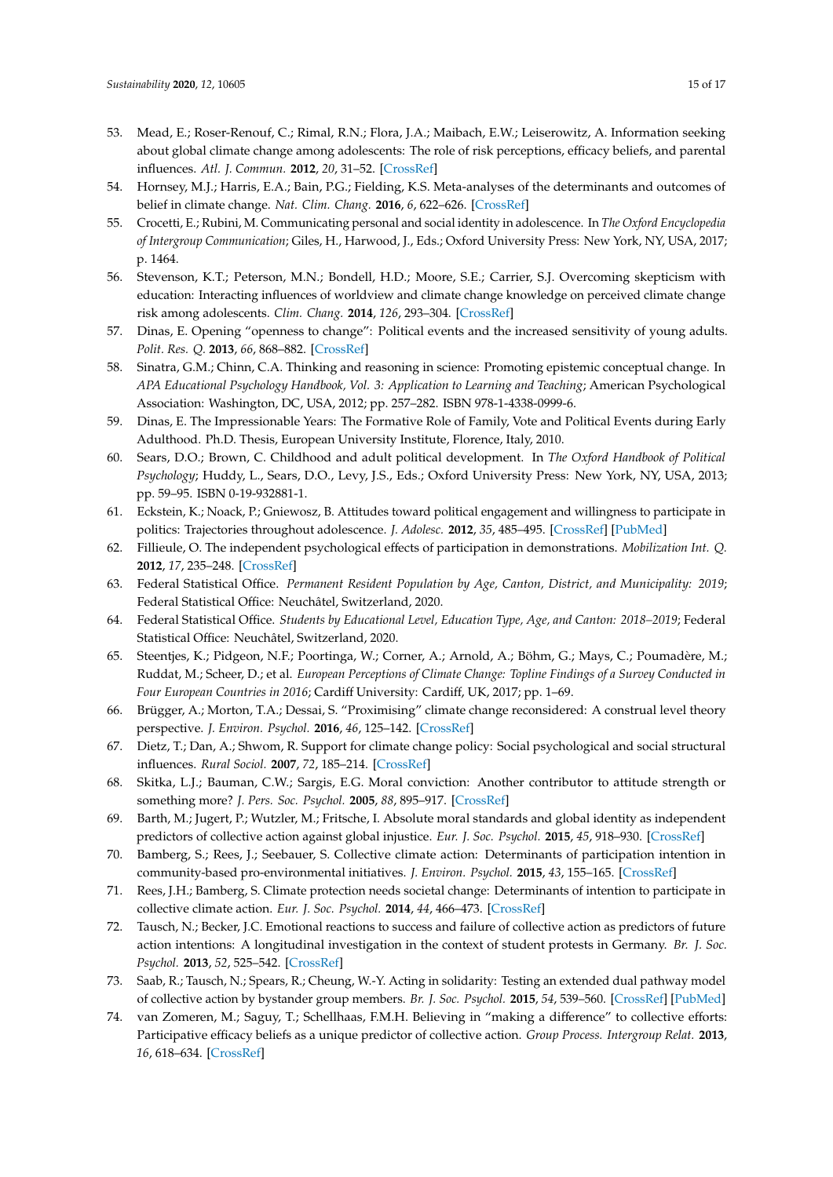53. Mead, E.; Roser-Renouf, C.; Rimal, R.N.; Flora, J.A.; Maibach, E.W.; Leiserowitz, A. Information seeking about global climate change among adolescents: The role of risk perceptions, efficacy beliefs, and parental influences. *Atl. J. Commun.* **2012**, *20*, 31–52. [CrossRef]
54. Hornsey, M.J.; Harris, E.A.; Bain, P.G.; Fielding, K.S. Meta-analyses of the determinants and outcomes of belief in climate change. *Nat. Clim. Chang.* **2016**, *6*, 622–626. [CrossRef]
55. Crocetti, E.; Rubini, M. Communicating personal and social identity in adolescence. In *The Oxford Encyclopedia of Intergroup Communication*; Giles, H., Harwood, J., Eds.; Oxford University Press: New York, NY, USA, 2017; p. 1464.
56. Stevenson, K.T.; Peterson, M.N.; Bondell, H.D.; Moore, S.E.; Carrier, S.J. Overcoming skepticism with education: Interacting influences of worldview and climate change knowledge on perceived climate change risk among adolescents. *Clim. Chang.* **2014**, *126*, 293–304. [CrossRef]
57. Dinas, E. Opening "openness to change": Political events and the increased sensitivity of young adults. *Polit. Res. Q.* **2013**, *66*, 868–882. [CrossRef]
58. Sinatra, G.M.; Chinn, C.A. Thinking and reasoning in science: Promoting epistemic conceptual change. In *APA Educational Psychology Handbook, Vol. 3: Application to Learning and Teaching*; American Psychological Association: Washington, DC, USA, 2012; pp. 257–282. ISBN 978-1-4338-0999-6.
59. Dinas, E. The Impressionable Years: The Formative Role of Family, Vote and Political Events during Early Adulthood. Ph.D. Thesis, European University Institute, Florence, Italy, 2010.
60. Sears, D.O.; Brown, C. Childhood and adult political development. In *The Oxford Handbook of Political Psychology*; Huddy, L., Sears, D.O., Levy, J.S., Eds.; Oxford University Press: New York, NY, USA, 2013; pp. 59–95. ISBN 0-19-932881-1.
61. Eckstein, K.; Noack, P.; Gniewosz, B. Attitudes toward political engagement and willingness to participate in politics: Trajectories throughout adolescence. *J. Adolesc.* **2012**, *35*, 485–495. [CrossRef] [PubMed]
62. Fillieule, O. The independent psychological effects of participation in demonstrations. *Mobilization Int. Q.* **2012**, *17*, 235–248. [CrossRef]
63. Federal Statistical Office. *Permanent Resident Population by Age, Canton, District, and Municipality: 2019*; Federal Statistical Office: Neuchâtel, Switzerland, 2020.
64. Federal Statistical Office. *Students by Educational Level, Education Type, Age, and Canton: 2018–2019*; Federal Statistical Office: Neuchâtel, Switzerland, 2020.
65. Steentjes, K.; Pidgeon, N.F.; Poortinga, W.; Corner, A.; Arnold, A.; Böhm, G.; Mays, C.; Poumadère, M.; Ruddat, M.; Scheer, D.; et al. *European Perceptions of Climate Change: Topline Findings of a Survey Conducted in Four European Countries in 2016*; Cardiff University: Cardiff, UK, 2017; pp. 1–69.
66. Brügger, A.; Morton, T.A.; Dessai, S. "Proximising" climate change reconsidered: A construal level theory perspective. *J. Environ. Psychol.* **2016**, *46*, 125–142. [CrossRef]
67. Dietz, T.; Dan, A.; Shwom, R. Support for climate change policy: Social psychological and social structural influences. *Rural Sociol.* **2007**, *72*, 185–214. [CrossRef]
68. Skitka, L.J.; Bauman, C.W.; Sargis, E.G. Moral conviction: Another contributor to attitude strength or something more? *J. Pers. Soc. Psychol.* **2005**, *88*, 895–917. [CrossRef]
69. Barth, M.; Jugert, P.; Wutzler, M.; Fritsche, I. Absolute moral standards and global identity as independent predictors of collective action against global injustice. *Eur. J. Soc. Psychol.* **2015**, *45*, 918–930. [CrossRef]
70. Bamberg, S.; Rees, J.; Seebauer, S. Collective climate action: Determinants of participation intention in community-based pro-environmental initiatives. *J. Environ. Psychol.* **2015**, *43*, 155–165. [CrossRef]
71. Rees, J.H.; Bamberg, S. Climate protection needs societal change: Determinants of intention to participate in collective climate action. *Eur. J. Soc. Psychol.* **2014**, *44*, 466–473. [CrossRef]
72. Tausch, N.; Becker, J.C. Emotional reactions to success and failure of collective action as predictors of future action intentions: A longitudinal investigation in the context of student protests in Germany. *Br. J. Soc. Psychol.* **2013**, *52*, 525–542. [CrossRef]
73. Saab, R.; Tausch, N.; Spears, R.; Cheung, W.-Y. Acting in solidarity: Testing an extended dual pathway model of collective action by bystander group members. *Br. J. Soc. Psychol.* **2015**, *54*, 539–560. [CrossRef] [PubMed]
74. van Zomeren, M.; Saguy, T.; Schellhaas, F.M.H. Believing in "making a difference" to collective efforts: Participative efficacy beliefs as a unique predictor of collective action. *Group Process. Intergroup Relat.* **2013**, *16*, 618–634. [CrossRef]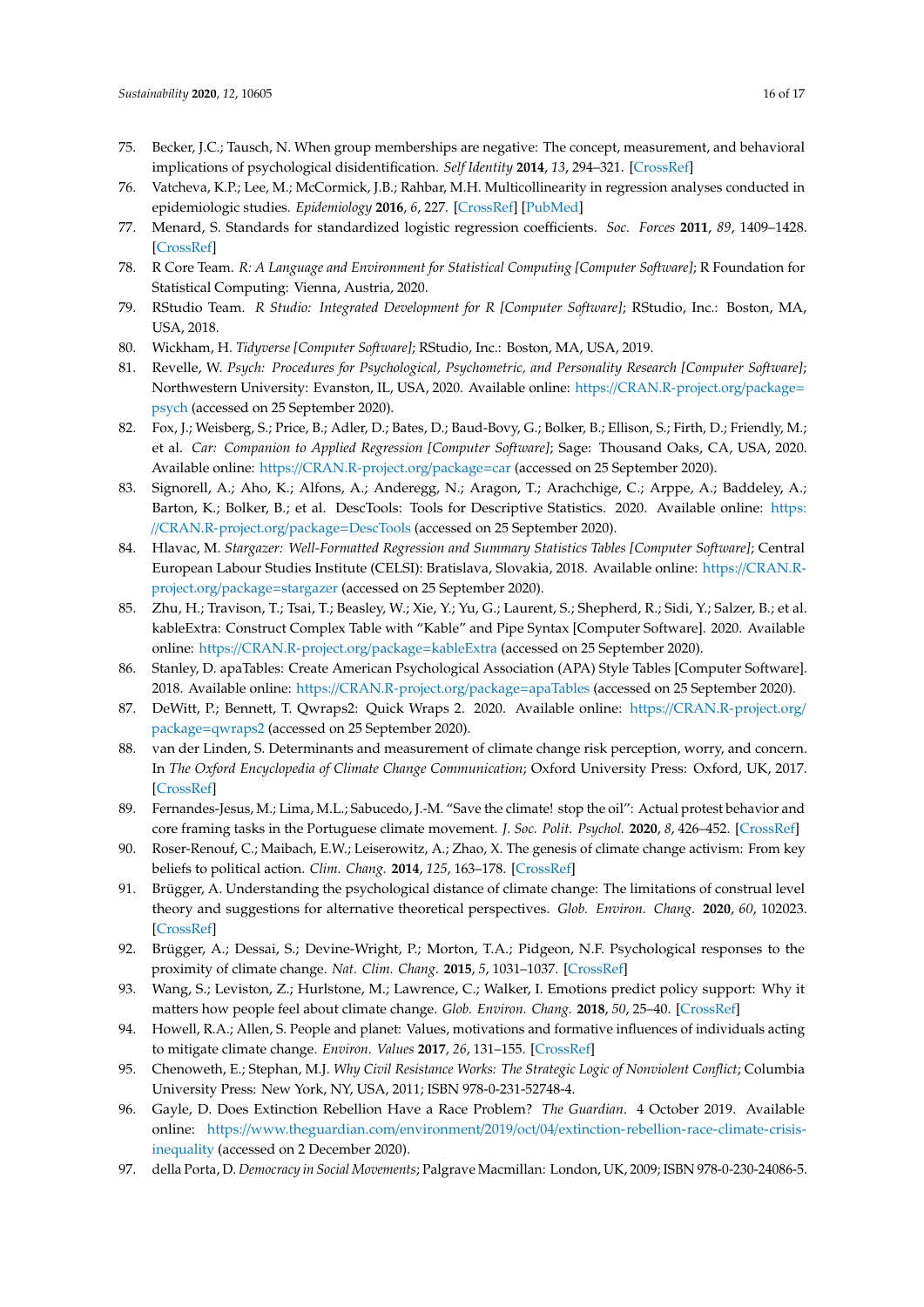75. Becker, J.C.; Tausch, N. When group memberships are negative: The concept, measurement, and behavioral implications of psychological disidentification. *Self Identity* **2014**, *13*, 294–321. [CrossRef]
76. Vatcheva, K.P.; Lee, M.; McCormick, J.B.; Rahbar, M.H. Multicollinearity in regression analyses conducted in epidemiologic studies. *Epidemiology* **2016**, *6*, 227. [CrossRef] [PubMed]
77. Menard, S. Standards for standardized logistic regression coefficients. *Soc. Forces* **2011**, *89*, 1409–1428. [CrossRef]
78. R Core Team. *R: A Language and Environment for Statistical Computing [Computer Software]*; R Foundation for Statistical Computing: Vienna, Austria, 2020.
79. RStudio Team. *R Studio: Integrated Development for R [Computer Software]*; RStudio, Inc.: Boston, MA, USA, 2018.
80. Wickham, H. *Tidyverse [Computer Software]*; RStudio, Inc.: Boston, MA, USA, 2019.
81. Revelle, W. *Psych: Procedures for Psychological, Psychometric, and Personality Research [Computer Software]*; Northwestern University: Evanston, IL, USA, 2020. Available online: https://CRAN.R-project.org/package=psych (accessed on 25 September 2020).
82. Fox, J.; Weisberg, S.; Price, B.; Adler, D.; Bates, D.; Baud-Bovy, G.; Bolker, B.; Ellison, S.; Firth, D.; Friendly, M.; et al. *Car: Companion to Applied Regression [Computer Software]*; Sage: Thousand Oaks, CA, USA, 2020. Available online: https://CRAN.R-project.org/package=car (accessed on 25 September 2020).
83. Signorell, A.; Aho, K.; Alfons, A.; Anderegg, N.; Aragon, T.; Arachchige, C.; Arppe, A.; Baddeley, A.; Barton, K.; Bolker, B.; et al. DescTools: Tools for Descriptive Statistics. 2020. Available online: https://CRAN.R-project.org/package=DescTools (accessed on 25 September 2020).
84. Hlavac, M. *Stargazer: Well-Formatted Regression and Summary Statistics Tables [Computer Software]*; Central European Labour Studies Institute (CELSI): Bratislava, Slovakia, 2018. Available online: https://CRAN.R-project.org/package=stargazer (accessed on 25 September 2020).
85. Zhu, H.; Travison, T.; Tsai, T.; Beasley, W.; Xie, Y.; Yu, G.; Laurent, S.; Shepherd, R.; Sidi, Y.; Salzer, B.; et al. kableExtra: Construct Complex Table with "Kable" and Pipe Syntax [Computer Software]. 2020. Available online: https://CRAN.R-project.org/package=kableExtra (accessed on 25 September 2020).
86. Stanley, D. apaTables: Create American Psychological Association (APA) Style Tables [Computer Software]. 2018. Available online: https://CRAN.R-project.org/package=apaTables (accessed on 25 September 2020).
87. DeWitt, P.; Bennett, T. Qwraps2: Quick Wraps 2. 2020. Available online: https://CRAN.R-project.org/package=qwraps2 (accessed on 25 September 2020).
88. van der Linden, S. Determinants and measurement of climate change risk perception, worry, and concern. In *The Oxford Encyclopedia of Climate Change Communication*; Oxford University Press: Oxford, UK, 2017. [CrossRef]
89. Fernandes-Jesus, M.; Lima, M.L.; Sabucedo, J.-M. "Save the climate! stop the oil": Actual protest behavior and core framing tasks in the Portuguese climate movement. *J. Soc. Polit. Psychol.* **2020**, *8*, 426–452. [CrossRef]
90. Roser-Renouf, C.; Maibach, E.W.; Leiserowitz, A.; Zhao, X. The genesis of climate change activism: From key beliefs to political action. *Clim. Chang.* **2014**, *125*, 163–178. [CrossRef]
91. Brügger, A. Understanding the psychological distance of climate change: The limitations of construal level theory and suggestions for alternative theoretical perspectives. *Glob. Environ. Chang.* **2020**, *60*, 102023. [CrossRef]
92. Brügger, A.; Dessai, S.; Devine-Wright, P.; Morton, T.A.; Pidgeon, N.F. Psychological responses to the proximity of climate change. *Nat. Clim. Chang.* **2015**, *5*, 1031–1037. [CrossRef]
93. Wang, S.; Leviston, Z.; Hurlstone, M.; Lawrence, C.; Walker, I. Emotions predict policy support: Why it matters how people feel about climate change. *Glob. Environ. Chang.* **2018**, *50*, 25–40. [CrossRef]
94. Howell, R.A.; Allen, S. People and planet: Values, motivations and formative influences of individuals acting to mitigate climate change. *Environ. Values* **2017**, *26*, 131–155. [CrossRef]
95. Chenoweth, E.; Stephan, M.J. *Why Civil Resistance Works: The Strategic Logic of Nonviolent Conflict*; Columbia University Press: New York, NY, USA, 2011; ISBN 978-0-231-52748-4.
96. Gayle, D. Does Extinction Rebellion Have a Race Problem? *The Guardian*. 4 October 2019. Available online: https://www.theguardian.com/environment/2019/oct/04/extinction-rebellion-race-climate-crisis-inequality (accessed on 2 December 2020).
97. della Porta, D. *Democracy in Social Movements*; Palgrave Macmillan: London, UK, 2009; ISBN 978-0-230-24086-5.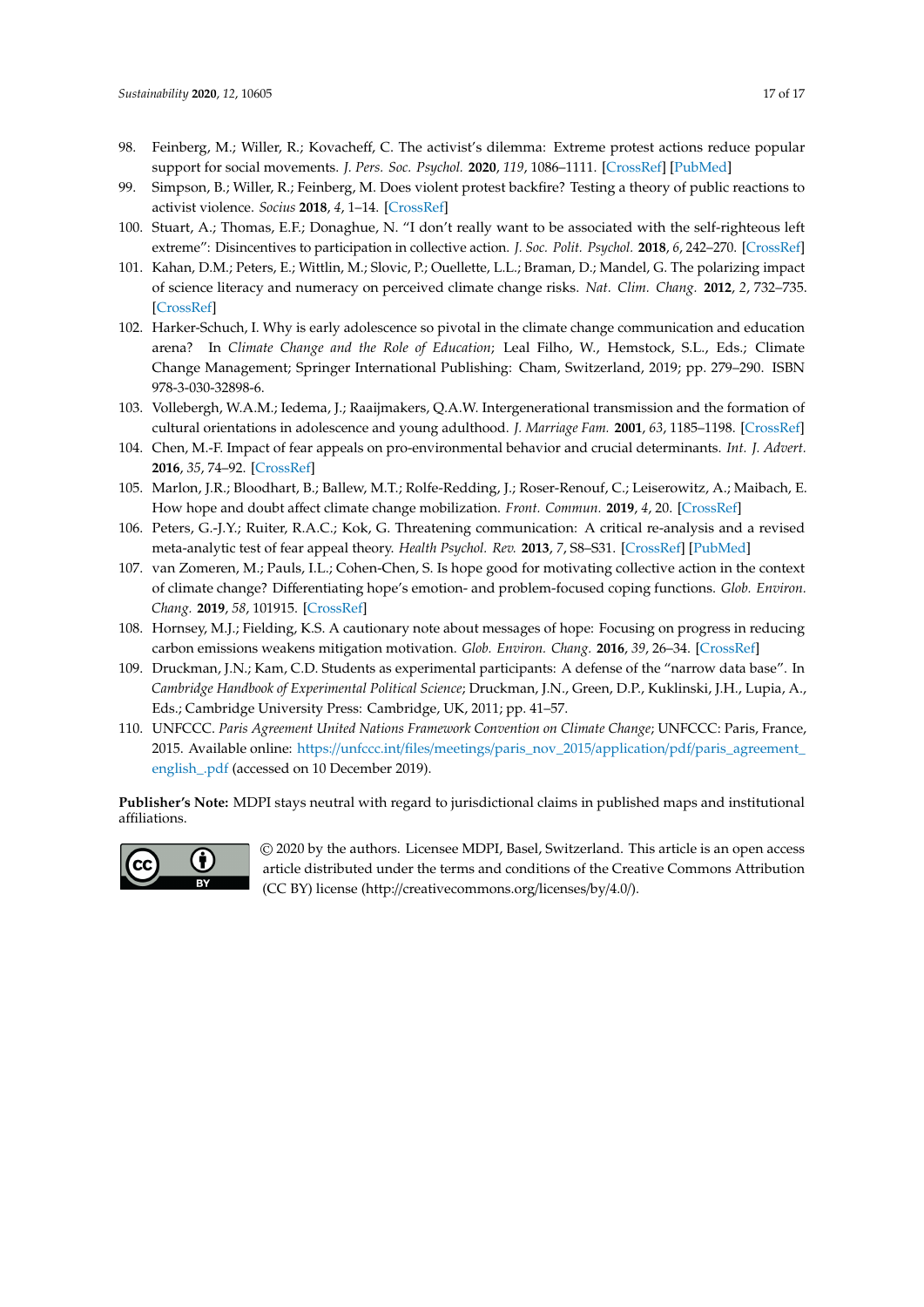98. Feinberg, M.; Willer, R.; Kovacheff, C. The activist's dilemma: Extreme protest actions reduce popular support for social movements. *J. Pers. Soc. Psychol.* **2020**, *119*, 1086–1111. [CrossRef] [PubMed]
99. Simpson, B.; Willer, R.; Feinberg, M. Does violent protest backfire? Testing a theory of public reactions to activist violence. *Socius* **2018**, *4*, 1–14. [CrossRef]
100. Stuart, A.; Thomas, E.F.; Donaghue, N. "I don't really want to be associated with the self-righteous left extreme": Disincentives to participation in collective action. *J. Soc. Polit. Psychol.* **2018**, *6*, 242–270. [CrossRef]
101. Kahan, D.M.; Peters, E.; Wittlin, M.; Slovic, P.; Ouellette, L.L.; Braman, D.; Mandel, G. The polarizing impact of science literacy and numeracy on perceived climate change risks. *Nat. Clim. Chang.* **2012**, *2*, 732–735. [CrossRef]
102. Harker-Schuch, I. Why is early adolescence so pivotal in the climate change communication and education arena? In *Climate Change and the Role of Education*; Leal Filho, W., Hemstock, S.L., Eds.; Climate Change Management; Springer International Publishing: Cham, Switzerland, 2019; pp. 279–290. ISBN 978-3-030-32898-6.
103. Vollebergh, W.A.M.; Iedema, J.; Raaijmakers, Q.A.W. Intergenerational transmission and the formation of cultural orientations in adolescence and young adulthood. *J. Marriage Fam.* **2001**, *63*, 1185–1198. [CrossRef]
104. Chen, M.-F. Impact of fear appeals on pro-environmental behavior and crucial determinants. *Int. J. Advert.* **2016**, *35*, 74–92. [CrossRef]
105. Marlon, J.R.; Bloodhart, B.; Ballew, M.T.; Rolfe-Redding, J.; Roser-Renouf, C.; Leiserowitz, A.; Maibach, E. How hope and doubt affect climate change mobilization. *Front. Commun.* **2019**, *4*, 20. [CrossRef]
106. Peters, G.-J.Y.; Ruiter, R.A.C.; Kok, G. Threatening communication: A critical re-analysis and a revised meta-analytic test of fear appeal theory. *Health Psychol. Rev.* **2013**, *7*, S8–S31. [CrossRef] [PubMed]
107. van Zomeren, M.; Pauls, I.L.; Cohen-Chen, S. Is hope good for motivating collective action in the context of climate change? Differentiating hope's emotion- and problem-focused coping functions. *Glob. Environ. Chang.* **2019**, *58*, 101915. [CrossRef]
108. Hornsey, M.J.; Fielding, K.S. A cautionary note about messages of hope: Focusing on progress in reducing carbon emissions weakens mitigation motivation. *Glob. Environ. Chang.* **2016**, *39*, 26–34. [CrossRef]
109. Druckman, J.N.; Kam, C.D. Students as experimental participants: A defense of the "narrow data base". In *Cambridge Handbook of Experimental Political Science*; Druckman, J.N., Green, D.P., Kuklinski, J.H., Lupia, A., Eds.; Cambridge University Press: Cambridge, UK, 2011; pp. 41–57.
110. UNFCCC. *Paris Agreement United Nations Framework Convention on Climate Change*; UNFCCC: Paris, France, 2015. Available online: https://unfccc.int/files/meetings/paris_nov_2015/application/pdf/paris_agreement_english_.pdf (accessed on 10 December 2019).

**Publisher's Note:** MDPI stays neutral with regard to jurisdictional claims in published maps and institutional affiliations.

© 2020 by the authors. Licensee MDPI, Basel, Switzerland. This article is an open access article distributed under the terms and conditions of the Creative Commons Attribution (CC BY) license (http://creativecommons.org/licenses/by/4.0/).